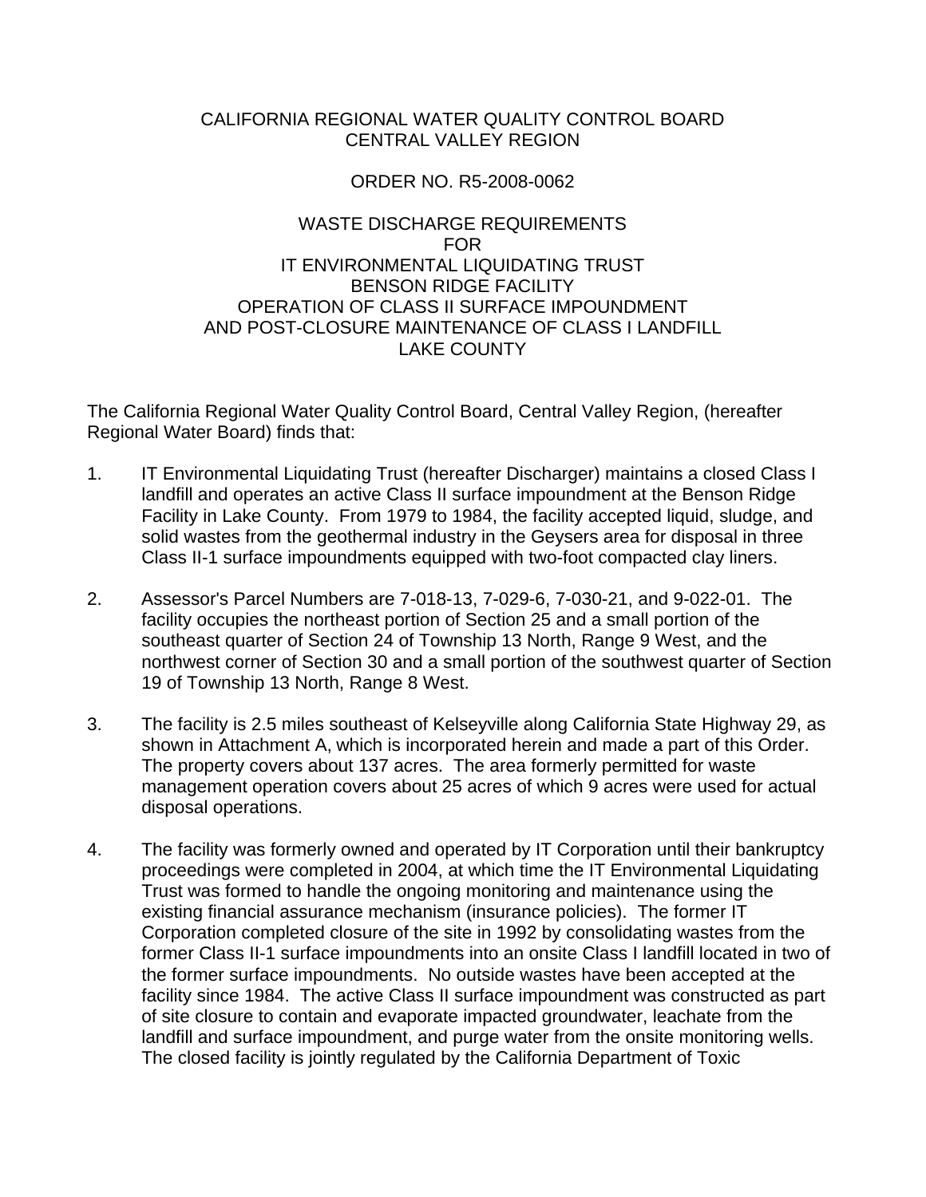# CALIFORNIA REGIONAL WATER QUALITY CONTROL BOARD
# CENTRAL VALLEY REGION

## ORDER NO. R5-2008-0062

## WASTE DISCHARGE REQUIREMENTS
## FOR
## IT ENVIRONMENTAL LIQUIDATING TRUST
## BENSON RIDGE FACILITY
## OPERATION OF CLASS II SURFACE IMPOUNDMENT
## AND POST-CLOSURE MAINTENANCE OF CLASS I LANDFILL
## LAKE COUNTY

The California Regional Water Quality Control Board, Central Valley Region, (hereafter Regional Water Board) finds that:

1. IT Environmental Liquidating Trust (hereafter Discharger) maintains a closed Class I landfill and operates an active Class II surface impoundment at the Benson Ridge Facility in Lake County. From 1979 to 1984, the facility accepted liquid, sludge, and solid wastes from the geothermal industry in the Geysers area for disposal in three Class II-1 surface impoundments equipped with two-foot compacted clay liners.

2. Assessor's Parcel Numbers are 7-018-13, 7-029-6, 7-030-21, and 9-022-01. The facility occupies the northeast portion of Section 25 and a small portion of the southeast quarter of Section 24 of Township 13 North, Range 9 West, and the northwest corner of Section 30 and a small portion of the southwest quarter of Section 19 of Township 13 North, Range 8 West.

3. The facility is 2.5 miles southeast of Kelseyville along California State Highway 29, as shown in Attachment A, which is incorporated herein and made a part of this Order. The property covers about 137 acres. The area formerly permitted for waste management operation covers about 25 acres of which 9 acres were used for actual disposal operations.

4. The facility was formerly owned and operated by IT Corporation until their bankruptcy proceedings were completed in 2004, at which time the IT Environmental Liquidating Trust was formed to handle the ongoing monitoring and maintenance using the existing financial assurance mechanism (insurance policies). The former IT Corporation completed closure of the site in 1992 by consolidating wastes from the former Class II-1 surface impoundments into an onsite Class I landfill located in two of the former surface impoundments. No outside wastes have been accepted at the facility since 1984. The active Class II surface impoundment was constructed as part of site closure to contain and evaporate impacted groundwater, leachate from the landfill and surface impoundment, and purge water from the onsite monitoring wells. The closed facility is jointly regulated by the California Department of Toxic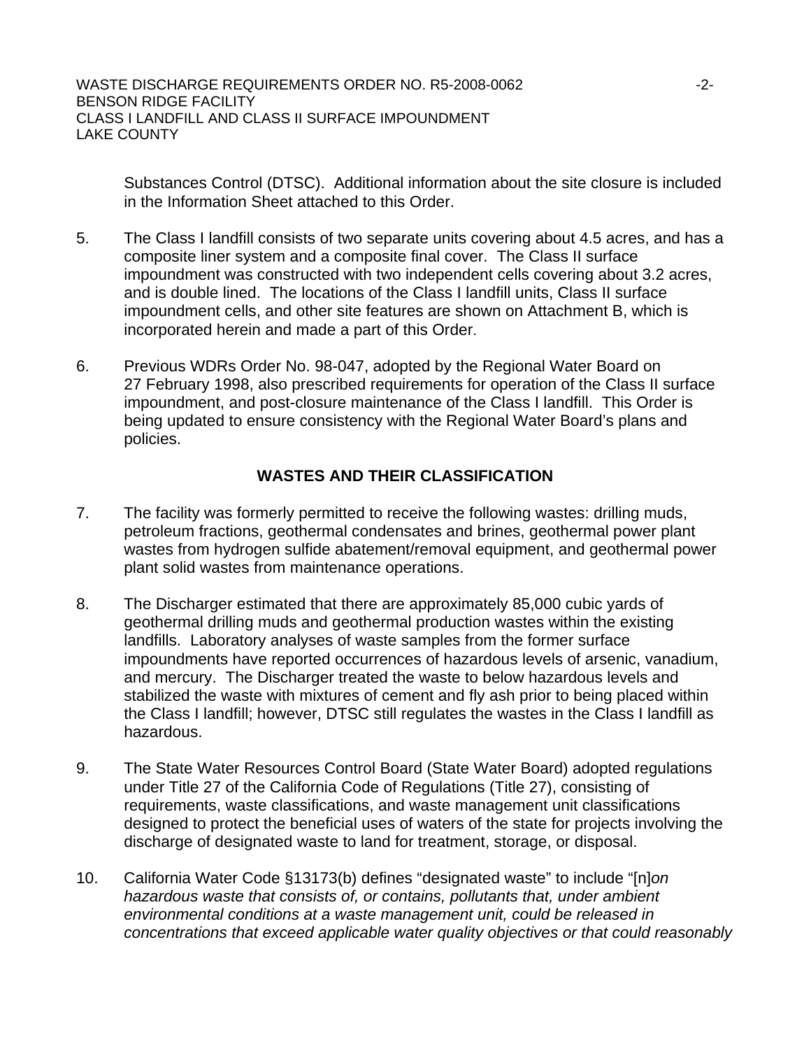Substances Control (DTSC). Additional information about the site closure is included in the Information Sheet attached to this Order.

5. The Class I landfill consists of two separate units covering about 4.5 acres, and has a composite liner system and a composite final cover. The Class II surface impoundment was constructed with two independent cells covering about 3.2 acres, and is double lined. The locations of the Class I landfill units, Class II surface impoundment cells, and other site features are shown on Attachment B, which is incorporated herein and made a part of this Order.

6. Previous WDRs Order No. 98-047, adopted by the Regional Water Board on 27 February 1998, also prescribed requirements for operation of the Class II surface impoundment, and post-closure maintenance of the Class I landfill. This Order is being updated to ensure consistency with the Regional Water Board's plans and policies.

## WASTES AND THEIR CLASSIFICATION

7. The facility was formerly permitted to receive the following wastes: drilling muds, petroleum fractions, geothermal condensates and brines, geothermal power plant wastes from hydrogen sulfide abatement/removal equipment, and geothermal power plant solid wastes from maintenance operations.

8. The Discharger estimated that there are approximately 85,000 cubic yards of geothermal drilling muds and geothermal production wastes within the existing landfills. Laboratory analyses of waste samples from the former surface impoundments have reported occurrences of hazardous levels of arsenic, vanadium, and mercury. The Discharger treated the waste to below hazardous levels and stabilized the waste with mixtures of cement and fly ash prior to being placed within the Class I landfill; however, DTSC still regulates the wastes in the Class I landfill as hazardous.

9. The State Water Resources Control Board (State Water Board) adopted regulations under Title 27 of the California Code of Regulations (Title 27), consisting of requirements, waste classifications, and waste management unit classifications designed to protect the beneficial uses of waters of the state for projects involving the discharge of designated waste to land for treatment, storage, or disposal.

10. California Water Code §13173(b) defines "designated waste" to include "[n]*on hazardous waste that consists of, or contains, pollutants that, under ambient environmental conditions at a waste management unit, could be released in concentrations that exceed applicable water quality objectives or that could reasonably*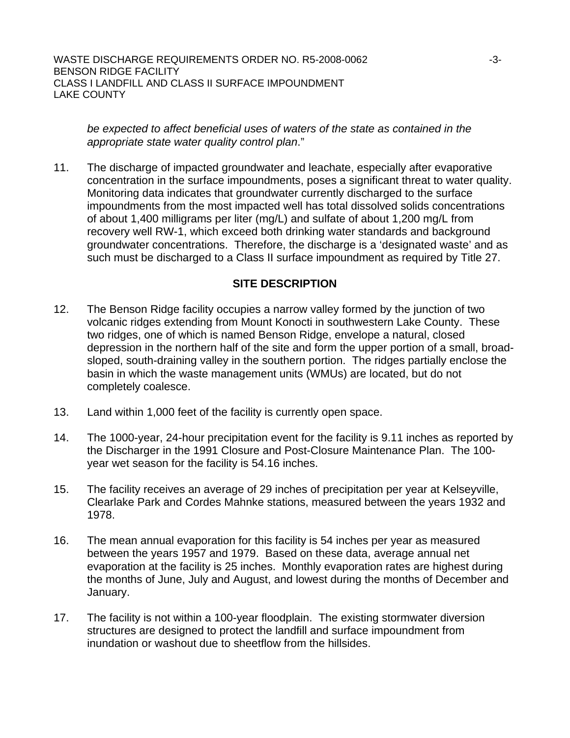*be expected to affect beneficial uses of waters of the state as contained in the appropriate state water quality control plan*."

11. The discharge of impacted groundwater and leachate, especially after evaporative concentration in the surface impoundments, poses a significant threat to water quality. Monitoring data indicates that groundwater currently discharged to the surface impoundments from the most impacted well has total dissolved solids concentrations of about 1,400 milligrams per liter (mg/L) and sulfate of about 1,200 mg/L from recovery well RW-1, which exceed both drinking water standards and background groundwater concentrations. Therefore, the discharge is a 'designated waste' and as such must be discharged to a Class II surface impoundment as required by Title 27.

## SITE DESCRIPTION

12. The Benson Ridge facility occupies a narrow valley formed by the junction of two volcanic ridges extending from Mount Konocti in southwestern Lake County. These two ridges, one of which is named Benson Ridge, envelope a natural, closed depression in the northern half of the site and form the upper portion of a small, broad-sloped, south-draining valley in the southern portion. The ridges partially enclose the basin in which the waste management units (WMUs) are located, but do not completely coalesce.

13. Land within 1,000 feet of the facility is currently open space.

14. The 1000-year, 24-hour precipitation event for the facility is 9.11 inches as reported by the Discharger in the 1991 Closure and Post-Closure Maintenance Plan. The 100-year wet season for the facility is 54.16 inches.

15. The facility receives an average of 29 inches of precipitation per year at Kelseyville, Clearlake Park and Cordes Mahnke stations, measured between the years 1932 and 1978.

16. The mean annual evaporation for this facility is 54 inches per year as measured between the years 1957 and 1979. Based on these data, average annual net evaporation at the facility is 25 inches. Monthly evaporation rates are highest during the months of June, July and August, and lowest during the months of December and January.

17. The facility is not within a 100-year floodplain. The existing stormwater diversion structures are designed to protect the landfill and surface impoundment from inundation or washout due to sheetflow from the hillsides.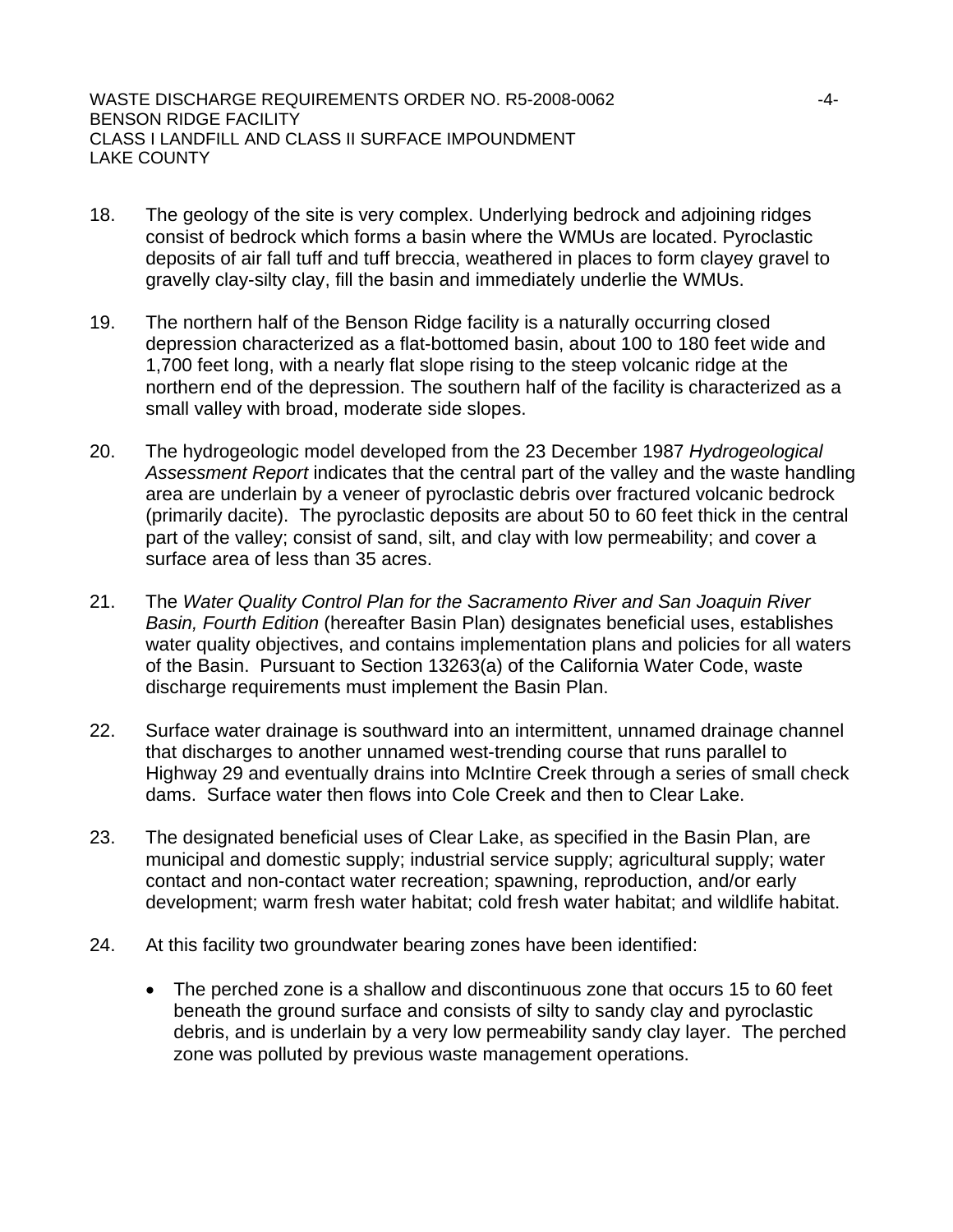18. The geology of the site is very complex. Underlying bedrock and adjoining ridges consist of bedrock which forms a basin where the WMUs are located. Pyroclastic deposits of air fall tuff and tuff breccia, weathered in places to form clayey gravel to gravelly clay-silty clay, fill the basin and immediately underlie the WMUs.

19. The northern half of the Benson Ridge facility is a naturally occurring closed depression characterized as a flat-bottomed basin, about 100 to 180 feet wide and 1,700 feet long, with a nearly flat slope rising to the steep volcanic ridge at the northern end of the depression. The southern half of the facility is characterized as a small valley with broad, moderate side slopes.

20. The hydrogeologic model developed from the 23 December 1987 *Hydrogeological Assessment Report* indicates that the central part of the valley and the waste handling area are underlain by a veneer of pyroclastic debris over fractured volcanic bedrock (primarily dacite). The pyroclastic deposits are about 50 to 60 feet thick in the central part of the valley; consist of sand, silt, and clay with low permeability; and cover a surface area of less than 35 acres.

21. The *Water Quality Control Plan for the Sacramento River and San Joaquin River Basin, Fourth Edition* (hereafter Basin Plan) designates beneficial uses, establishes water quality objectives, and contains implementation plans and policies for all waters of the Basin. Pursuant to Section 13263(a) of the California Water Code, waste discharge requirements must implement the Basin Plan.

22. Surface water drainage is southward into an intermittent, unnamed drainage channel that discharges to another unnamed west-trending course that runs parallel to Highway 29 and eventually drains into McIntire Creek through a series of small check dams. Surface water then flows into Cole Creek and then to Clear Lake.

23. The designated beneficial uses of Clear Lake, as specified in the Basin Plan, are municipal and domestic supply; industrial service supply; agricultural supply; water contact and non-contact water recreation; spawning, reproduction, and/or early development; warm fresh water habitat; cold fresh water habitat; and wildlife habitat.

24. At this facility two groundwater bearing zones have been identified:

    - The perched zone is a shallow and discontinuous zone that occurs 15 to 60 feet beneath the ground surface and consists of silty to sandy clay and pyroclastic debris, and is underlain by a very low permeability sandy clay layer. The perched zone was polluted by previous waste management operations.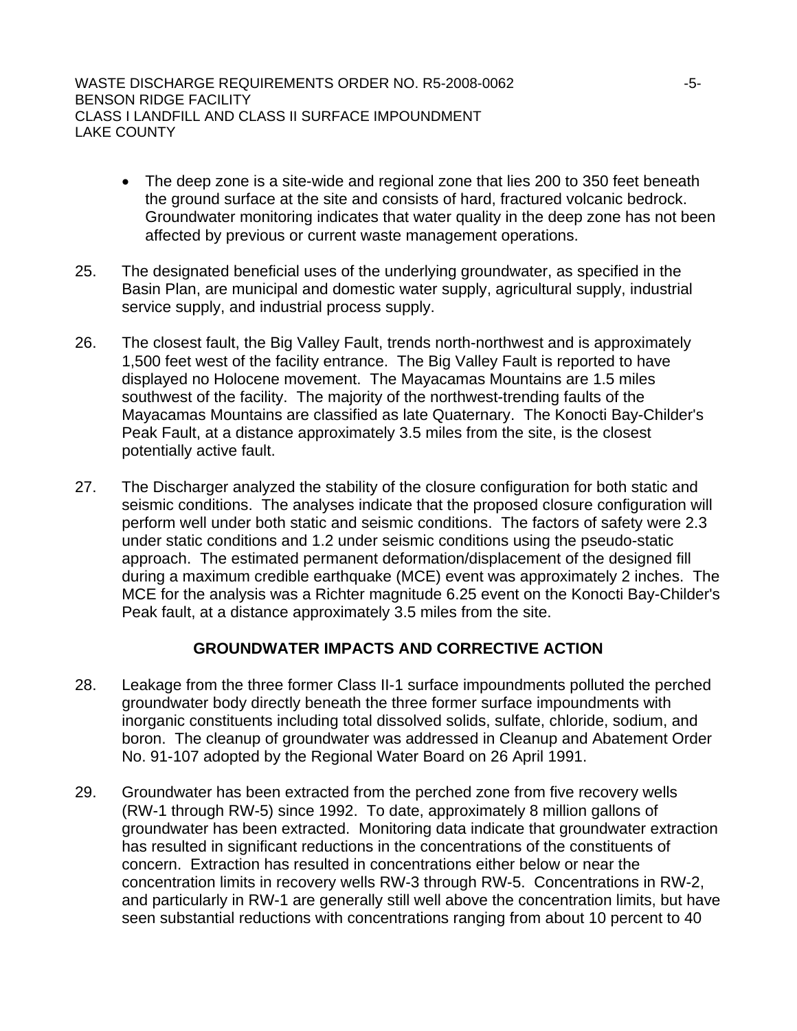- The deep zone is a site-wide and regional zone that lies 200 to 350 feet beneath the ground surface at the site and consists of hard, fractured volcanic bedrock. Groundwater monitoring indicates that water quality in the deep zone has not been affected by previous or current waste management operations.

25. The designated beneficial uses of the underlying groundwater, as specified in the Basin Plan, are municipal and domestic water supply, agricultural supply, industrial service supply, and industrial process supply.

26. The closest fault, the Big Valley Fault, trends north-northwest and is approximately 1,500 feet west of the facility entrance. The Big Valley Fault is reported to have displayed no Holocene movement. The Mayacamas Mountains are 1.5 miles southwest of the facility. The majority of the northwest-trending faults of the Mayacamas Mountains are classified as late Quaternary. The Konocti Bay-Childer's Peak Fault, at a distance approximately 3.5 miles from the site, is the closest potentially active fault.

27. The Discharger analyzed the stability of the closure configuration for both static and seismic conditions. The analyses indicate that the proposed closure configuration will perform well under both static and seismic conditions. The factors of safety were 2.3 under static conditions and 1.2 under seismic conditions using the pseudo-static approach. The estimated permanent deformation/displacement of the designed fill during a maximum credible earthquake (MCE) event was approximately 2 inches. The MCE for the analysis was a Richter magnitude 6.25 event on the Konocti Bay-Childer's Peak fault, at a distance approximately 3.5 miles from the site.

## GROUNDWATER IMPACTS AND CORRECTIVE ACTION

28. Leakage from the three former Class II-1 surface impoundments polluted the perched groundwater body directly beneath the three former surface impoundments with inorganic constituents including total dissolved solids, sulfate, chloride, sodium, and boron. The cleanup of groundwater was addressed in Cleanup and Abatement Order No. 91-107 adopted by the Regional Water Board on 26 April 1991.

29. Groundwater has been extracted from the perched zone from five recovery wells (RW-1 through RW-5) since 1992. To date, approximately 8 million gallons of groundwater has been extracted. Monitoring data indicate that groundwater extraction has resulted in significant reductions in the concentrations of the constituents of concern. Extraction has resulted in concentrations either below or near the concentration limits in recovery wells RW-3 through RW-5. Concentrations in RW-2, and particularly in RW-1 are generally still well above the concentration limits, but have seen substantial reductions with concentrations ranging from about 10 percent to 40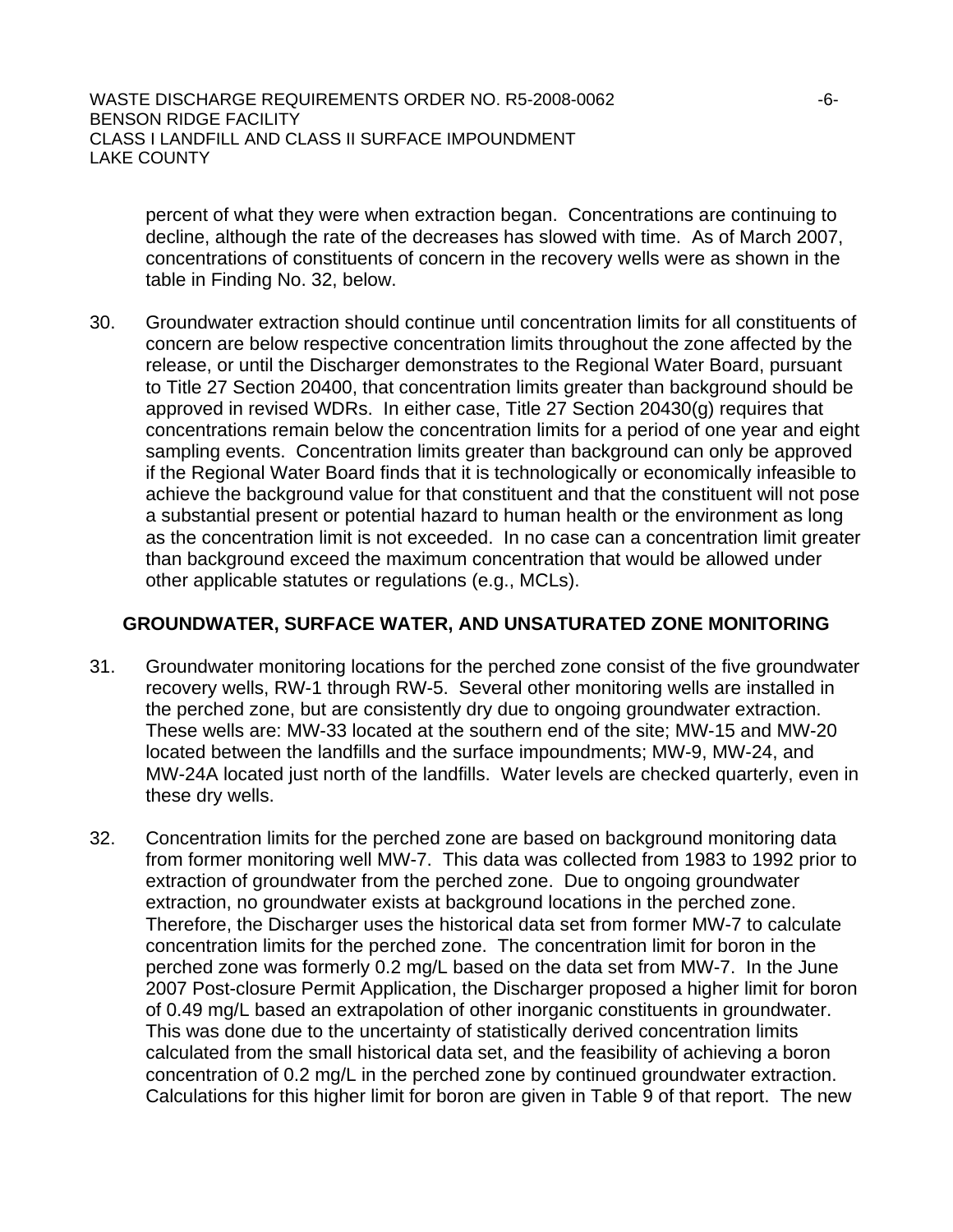percent of what they were when extraction began. Concentrations are continuing to decline, although the rate of the decreases has slowed with time. As of March 2007, concentrations of constituents of concern in the recovery wells were as shown in the table in Finding No. 32, below.

30. Groundwater extraction should continue until concentration limits for all constituents of concern are below respective concentration limits throughout the zone affected by the release, or until the Discharger demonstrates to the Regional Water Board, pursuant to Title 27 Section 20400, that concentration limits greater than background should be approved in revised WDRs. In either case, Title 27 Section 20430(g) requires that concentrations remain below the concentration limits for a period of one year and eight sampling events. Concentration limits greater than background can only be approved if the Regional Water Board finds that it is technologically or economically infeasible to achieve the background value for that constituent and that the constituent will not pose a substantial present or potential hazard to human health or the environment as long as the concentration limit is not exceeded. In no case can a concentration limit greater than background exceed the maximum concentration that would be allowed under other applicable statutes or regulations (e.g., MCLs).

## GROUNDWATER, SURFACE WATER, AND UNSATURATED ZONE MONITORING

31. Groundwater monitoring locations for the perched zone consist of the five groundwater recovery wells, RW-1 through RW-5. Several other monitoring wells are installed in the perched zone, but are consistently dry due to ongoing groundwater extraction. These wells are: MW-33 located at the southern end of the site; MW-15 and MW-20 located between the landfills and the surface impoundments; MW-9, MW-24, and MW-24A located just north of the landfills. Water levels are checked quarterly, even in these dry wells.

32. Concentration limits for the perched zone are based on background monitoring data from former monitoring well MW-7. This data was collected from 1983 to 1992 prior to extraction of groundwater from the perched zone. Due to ongoing groundwater extraction, no groundwater exists at background locations in the perched zone. Therefore, the Discharger uses the historical data set from former MW-7 to calculate concentration limits for the perched zone. The concentration limit for boron in the perched zone was formerly 0.2 mg/L based on the data set from MW-7. In the June 2007 Post-closure Permit Application, the Discharger proposed a higher limit for boron of 0.49 mg/L based an extrapolation of other inorganic constituents in groundwater. This was done due to the uncertainty of statistically derived concentration limits calculated from the small historical data set, and the feasibility of achieving a boron concentration of 0.2 mg/L in the perched zone by continued groundwater extraction. Calculations for this higher limit for boron are given in Table 9 of that report. The new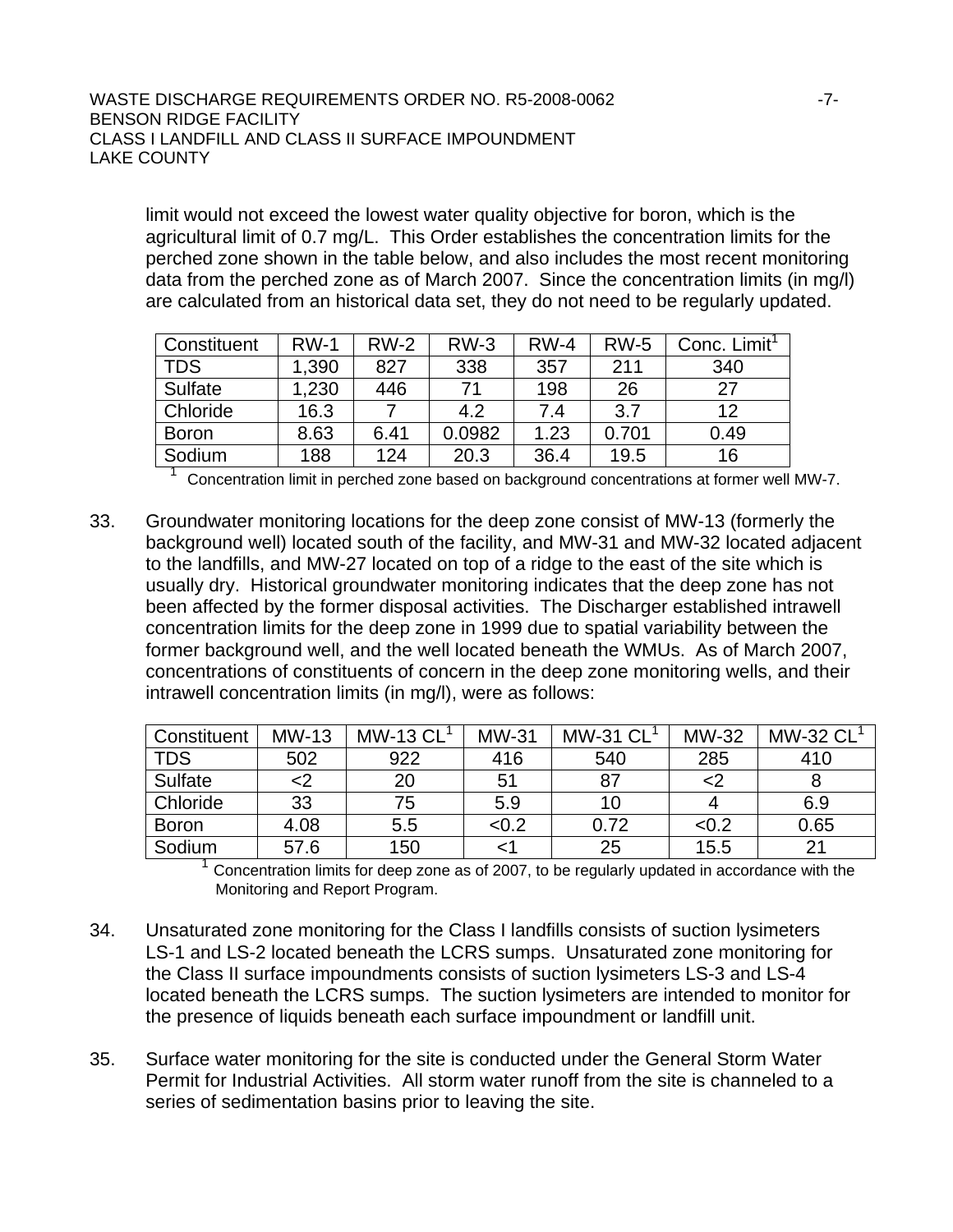limit would not exceed the lowest water quality objective for boron, which is the agricultural limit of 0.7 mg/L. This Order establishes the concentration limits for the perched zone shown in the table below, and also includes the most recent monitoring data from the perched zone as of March 2007. Since the concentration limits (in mg/l) are calculated from an historical data set, they do not need to be regularly updated.

| Constituent | RW-1 | RW-2 | RW-3 | RW-4 | RW-5 | Conc. Limit[1] |
|---|---|---|---|---|---|---|
| TDS | 1,390 | 827 | 338 | 357 | 211 | 340 |
| Sulfate | 1,230 | 446 | 71 | 198 | 26 | 27 |
| Chloride | 16.3 | 7 | 4.2 | 7.4 | 3.7 | 12 |
| Boron | 8.63 | 6.41 | 0.0982 | 1.23 | 0.701 | 0.49 |
| Sodium | 188 | 124 | 20.3 | 36.4 | 19.5 | 16 |

[1] Concentration limit in perched zone based on background concentrations at former well MW-7.

33. Groundwater monitoring locations for the deep zone consist of MW-13 (formerly the background well) located south of the facility, and MW-31 and MW-32 located adjacent to the landfills, and MW-27 located on top of a ridge to the east of the site which is usually dry. Historical groundwater monitoring indicates that the deep zone has not been affected by the former disposal activities. The Discharger established intrawell concentration limits for the deep zone in 1999 due to spatial variability between the former background well, and the well located beneath the WMUs. As of March 2007, concentrations of constituents of concern in the deep zone monitoring wells, and their intrawell concentration limits (in mg/l), were as follows:

| Constituent | MW-13 | MW-13 CL[1] | MW-31 | MW-31 CL[1] | MW-32 | MW-32 CL[1] |
|---|---|---|---|---|---|---|
| TDS | 502 | 922 | 416 | 540 | 285 | 410 |
| Sulfate | <2 | 20 | 51 | 87 | <2 | 8 |
| Chloride | 33 | 75 | 5.9 | 10 | 4 | 6.9 |
| Boron | 4.08 | 5.5 | <0.2 | 0.72 | <0.2 | 0.65 |
| Sodium | 57.6 | 150 | <1 | 25 | 15.5 | 21 |

[1] Concentration limits for deep zone as of 2007, to be regularly updated in accordance with the Monitoring and Report Program.

34. Unsaturated zone monitoring for the Class I landfills consists of suction lysimeters LS-1 and LS-2 located beneath the LCRS sumps. Unsaturated zone monitoring for the Class II surface impoundments consists of suction lysimeters LS-3 and LS-4 located beneath the LCRS sumps. The suction lysimeters are intended to monitor for the presence of liquids beneath each surface impoundment or landfill unit.

35. Surface water monitoring for the site is conducted under the General Storm Water Permit for Industrial Activities. All storm water runoff from the site is channeled to a series of sedimentation basins prior to leaving the site.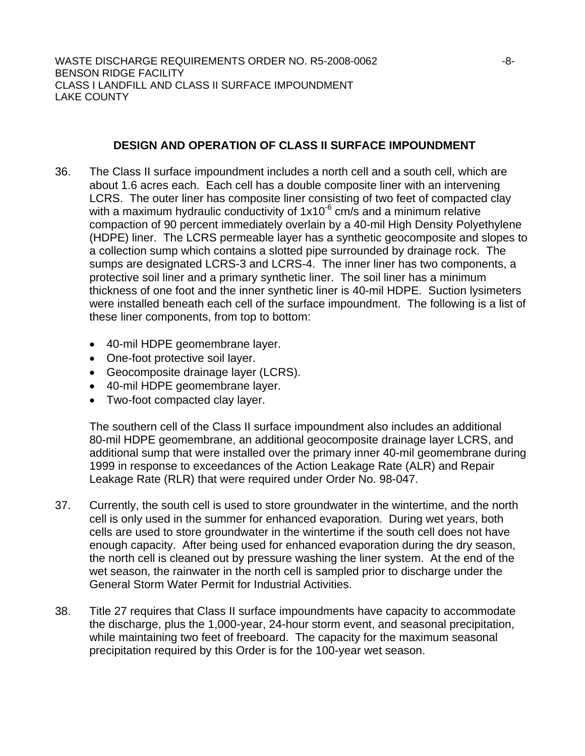## DESIGN AND OPERATION OF CLASS II SURFACE IMPOUNDMENT

36. The Class II surface impoundment includes a north cell and a south cell, which are about 1.6 acres each. Each cell has a double composite liner with an intervening LCRS. The outer liner has composite liner consisting of two feet of compacted clay with a maximum hydraulic conductivity of $1 \times 10^{-6}$ cm/s and a minimum relative compaction of 90 percent immediately overlain by a 40-mil High Density Polyethylene (HDPE) liner. The LCRS permeable layer has a synthetic geocomposite and slopes to a collection sump which contains a slotted pipe surrounded by drainage rock. The sumps are designated LCRS-3 and LCRS-4. The inner liner has two components, a protective soil liner and a primary synthetic liner. The soil liner has a minimum thickness of one foot and the inner synthetic liner is 40-mil HDPE. Suction lysimeters were installed beneath each cell of the surface impoundment. The following is a list of these liner components, from top to bottom:

   - 40-mil HDPE geomembrane layer.
   - One-foot protective soil layer.
   - Geocomposite drainage layer (LCRS).
   - 40-mil HDPE geomembrane layer.
   - Two-foot compacted clay layer.

   The southern cell of the Class II surface impoundment also includes an additional 80-mil HDPE geomembrane, an additional geocomposite drainage layer LCRS, and additional sump that were installed over the primary inner 40-mil geomembrane during 1999 in response to exceedances of the Action Leakage Rate (ALR) and Repair Leakage Rate (RLR) that were required under Order No. 98-047.

37. Currently, the south cell is used to store groundwater in the wintertime, and the north cell is only used in the summer for enhanced evaporation. During wet years, both cells are used to store groundwater in the wintertime if the south cell does not have enough capacity. After being used for enhanced evaporation during the dry season, the north cell is cleaned out by pressure washing the liner system. At the end of the wet season, the rainwater in the north cell is sampled prior to discharge under the General Storm Water Permit for Industrial Activities.

38. Title 27 requires that Class II surface impoundments have capacity to accommodate the discharge, plus the 1,000-year, 24-hour storm event, and seasonal precipitation, while maintaining two feet of freeboard. The capacity for the maximum seasonal precipitation required by this Order is for the 100-year wet season.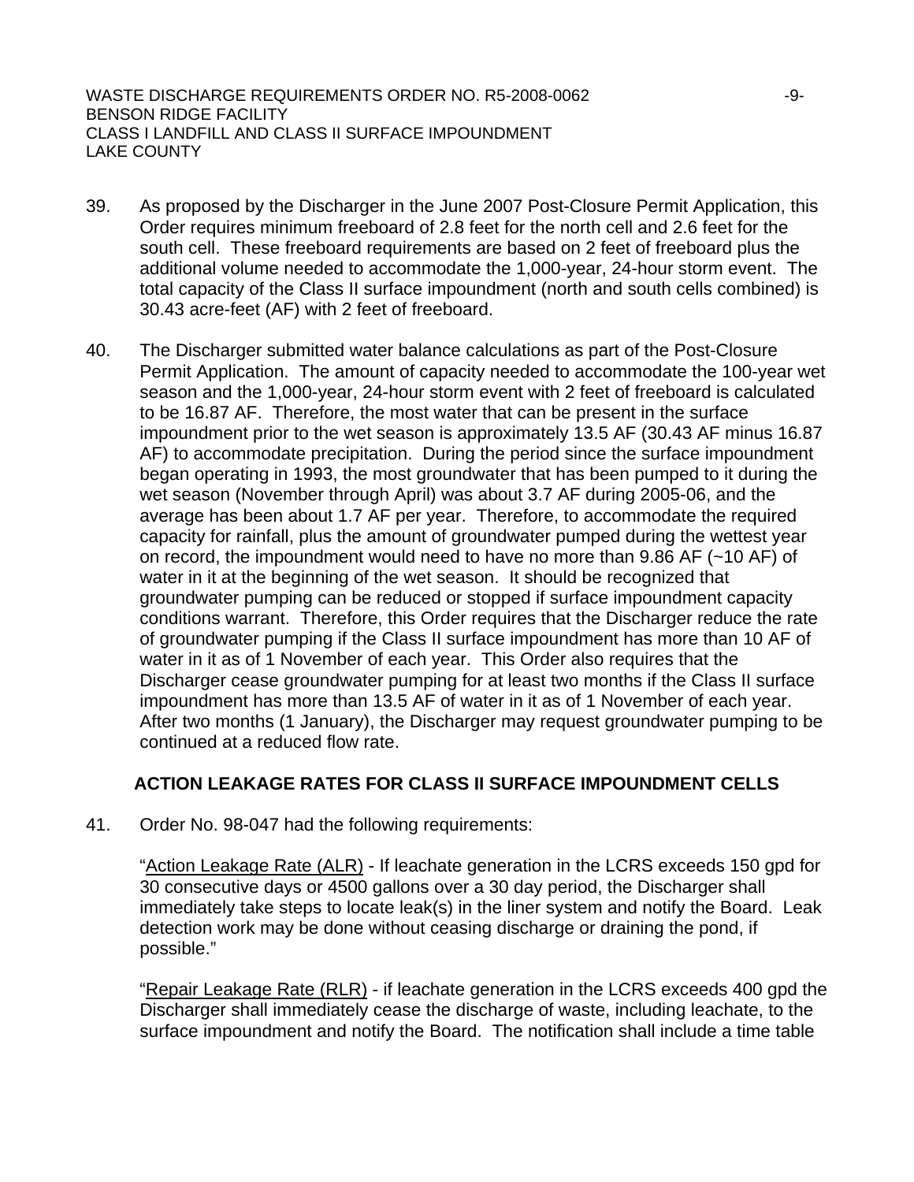39. As proposed by the Discharger in the June 2007 Post-Closure Permit Application, this Order requires minimum freeboard of 2.8 feet for the north cell and 2.6 feet for the south cell. These freeboard requirements are based on 2 feet of freeboard plus the additional volume needed to accommodate the 1,000-year, 24-hour storm event. The total capacity of the Class II surface impoundment (north and south cells combined) is 30.43 acre-feet (AF) with 2 feet of freeboard.

40. The Discharger submitted water balance calculations as part of the Post-Closure Permit Application. The amount of capacity needed to accommodate the 100-year wet season and the 1,000-year, 24-hour storm event with 2 feet of freeboard is calculated to be 16.87 AF. Therefore, the most water that can be present in the surface impoundment prior to the wet season is approximately 13.5 AF (30.43 AF minus 16.87 AF) to accommodate precipitation. During the period since the surface impoundment began operating in 1993, the most groundwater that has been pumped to it during the wet season (November through April) was about 3.7 AF during 2005-06, and the average has been about 1.7 AF per year. Therefore, to accommodate the required capacity for rainfall, plus the amount of groundwater pumped during the wettest year on record, the impoundment would need to have no more than 9.86 AF (~10 AF) of water in it at the beginning of the wet season. It should be recognized that groundwater pumping can be reduced or stopped if surface impoundment capacity conditions warrant. Therefore, this Order requires that the Discharger reduce the rate of groundwater pumping if the Class II surface impoundment has more than 10 AF of water in it as of 1 November of each year. This Order also requires that the Discharger cease groundwater pumping for at least two months if the Class II surface impoundment has more than 13.5 AF of water in it as of 1 November of each year. After two months (1 January), the Discharger may request groundwater pumping to be continued at a reduced flow rate.

## ACTION LEAKAGE RATES FOR CLASS II SURFACE IMPOUNDMENT CELLS

41. Order No. 98-047 had the following requirements:

"Action Leakage Rate (ALR) - If leachate generation in the LCRS exceeds 150 gpd for 30 consecutive days or 4500 gallons over a 30 day period, the Discharger shall immediately take steps to locate leak(s) in the liner system and notify the Board. Leak detection work may be done without ceasing discharge or draining the pond, if possible."

"Repair Leakage Rate (RLR) - if leachate generation in the LCRS exceeds 400 gpd the Discharger shall immediately cease the discharge of waste, including leachate, to the surface impoundment and notify the Board. The notification shall include a time table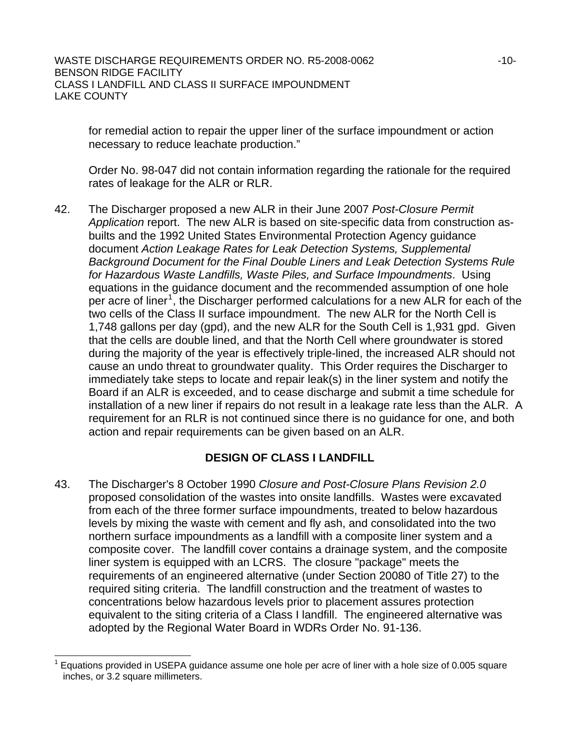for remedial action to repair the upper liner of the surface impoundment or action necessary to reduce leachate production."

Order No. 98-047 did not contain information regarding the rationale for the required rates of leakage for the ALR or RLR.

42. The Discharger proposed a new ALR in their June 2007 *Post-Closure Permit Application* report. The new ALR is based on site-specific data from construction as-builts and the 1992 United States Environmental Protection Agency guidance document *Action Leakage Rates for Leak Detection Systems, Supplemental Background Document for the Final Double Liners and Leak Detection Systems Rule for Hazardous Waste Landfills, Waste Piles, and Surface Impoundments*. Using equations in the guidance document and the recommended assumption of one hole per acre of liner[1], the Discharger performed calculations for a new ALR for each of the two cells of the Class II surface impoundment. The new ALR for the North Cell is 1,748 gallons per day (gpd), and the new ALR for the South Cell is 1,931 gpd. Given that the cells are double lined, and that the North Cell where groundwater is stored during the majority of the year is effectively triple-lined, the increased ALR should not cause an undo threat to groundwater quality. This Order requires the Discharger to immediately take steps to locate and repair leak(s) in the liner system and notify the Board if an ALR is exceeded, and to cease discharge and submit a time schedule for installation of a new liner if repairs do not result in a leakage rate less than the ALR. A requirement for an RLR is not continued since there is no guidance for one, and both action and repair requirements can be given based on an ALR.

## DESIGN OF CLASS I LANDFILL

43. The Discharger's 8 October 1990 *Closure and Post-Closure Plans Revision 2.0* proposed consolidation of the wastes into onsite landfills. Wastes were excavated from each of the three former surface impoundments, treated to below hazardous levels by mixing the waste with cement and fly ash, and consolidated into the two northern surface impoundments as a landfill with a composite liner system and a composite cover. The landfill cover contains a drainage system, and the composite liner system is equipped with an LCRS. The closure "package" meets the requirements of an engineered alternative (under Section 20080 of Title 27) to the required siting criteria. The landfill construction and the treatment of wastes to concentrations below hazardous levels prior to placement assures protection equivalent to the siting criteria of a Class I landfill. The engineered alternative was adopted by the Regional Water Board in WDRs Order No. 91-136.

---

[1] Equations provided in USEPA guidance assume one hole per acre of liner with a hole size of 0.005 square inches, or 3.2 square millimeters.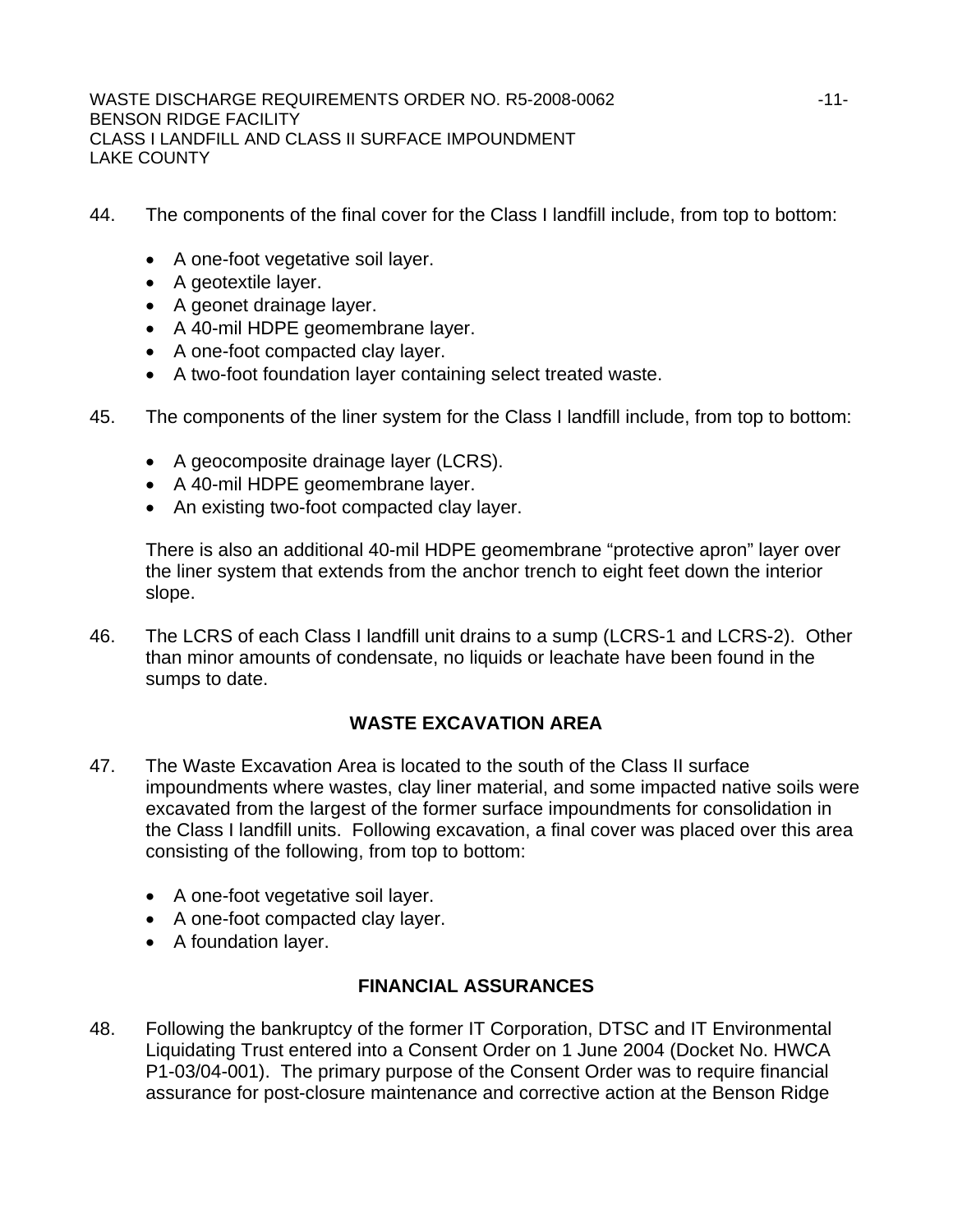44. The components of the final cover for the Class I landfill include, from top to bottom:

    - A one-foot vegetative soil layer.
    - A geotextile layer.
    - A geonet drainage layer.
    - A 40-mil HDPE geomembrane layer.
    - A one-foot compacted clay layer.
    - A two-foot foundation layer containing select treated waste.

45. The components of the liner system for the Class I landfill include, from top to bottom:

    - A geocomposite drainage layer (LCRS).
    - A 40-mil HDPE geomembrane layer.
    - An existing two-foot compacted clay layer.

    There is also an additional 40-mil HDPE geomembrane "protective apron" layer over the liner system that extends from the anchor trench to eight feet down the interior slope.

46. The LCRS of each Class I landfill unit drains to a sump (LCRS-1 and LCRS-2). Other than minor amounts of condensate, no liquids or leachate have been found in the sumps to date.

## WASTE EXCAVATION AREA

47. The Waste Excavation Area is located to the south of the Class II surface impoundments where wastes, clay liner material, and some impacted native soils were excavated from the largest of the former surface impoundments for consolidation in the Class I landfill units. Following excavation, a final cover was placed over this area consisting of the following, from top to bottom:

    - A one-foot vegetative soil layer.
    - A one-foot compacted clay layer.
    - A foundation layer.

## FINANCIAL ASSURANCES

48. Following the bankruptcy of the former IT Corporation, DTSC and IT Environmental Liquidating Trust entered into a Consent Order on 1 June 2004 (Docket No. HWCA P1-03/04-001). The primary purpose of the Consent Order was to require financial assurance for post-closure maintenance and corrective action at the Benson Ridge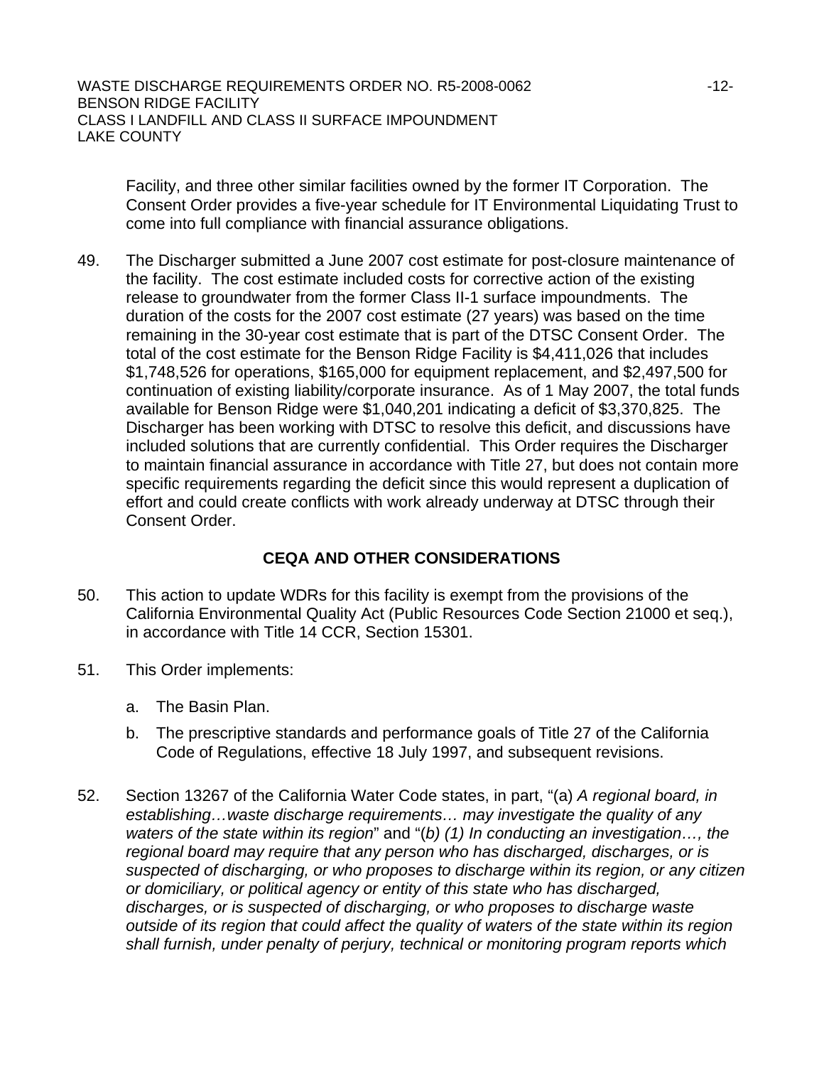Facility, and three other similar facilities owned by the former IT Corporation. The Consent Order provides a five-year schedule for IT Environmental Liquidating Trust to come into full compliance with financial assurance obligations.

49. The Discharger submitted a June 2007 cost estimate for post-closure maintenance of the facility. The cost estimate included costs for corrective action of the existing release to groundwater from the former Class II-1 surface impoundments. The duration of the costs for the 2007 cost estimate (27 years) was based on the time remaining in the 30-year cost estimate that is part of the DTSC Consent Order. The total of the cost estimate for the Benson Ridge Facility is $4,411,026 that includes $1,748,526 for operations, $165,000 for equipment replacement, and $2,497,500 for continuation of existing liability/corporate insurance. As of 1 May 2007, the total funds available for Benson Ridge were $1,040,201 indicating a deficit of $3,370,825. The Discharger has been working with DTSC to resolve this deficit, and discussions have included solutions that are currently confidential. This Order requires the Discharger to maintain financial assurance in accordance with Title 27, but does not contain more specific requirements regarding the deficit since this would represent a duplication of effort and could create conflicts with work already underway at DTSC through their Consent Order.

## CEQA AND OTHER CONSIDERATIONS

50. This action to update WDRs for this facility is exempt from the provisions of the California Environmental Quality Act (Public Resources Code Section 21000 et seq.), in accordance with Title 14 CCR, Section 15301.

51. This Order implements:

    a. The Basin Plan.

    b. The prescriptive standards and performance goals of Title 27 of the California Code of Regulations, effective 18 July 1997, and subsequent revisions.

52. Section 13267 of the California Water Code states, in part, "(a) *A regional board, in establishing…waste discharge requirements… may investigate the quality of any waters of the state within its region*" and "(*b) (1) In conducting an investigation…, the regional board may require that any person who has discharged, discharges, or is suspected of discharging, or who proposes to discharge within its region, or any citizen or domiciliary, or political agency or entity of this state who has discharged, discharges, or is suspected of discharging, or who proposes to discharge waste outside of its region that could affect the quality of waters of the state within its region shall furnish, under penalty of perjury, technical or monitoring program reports which*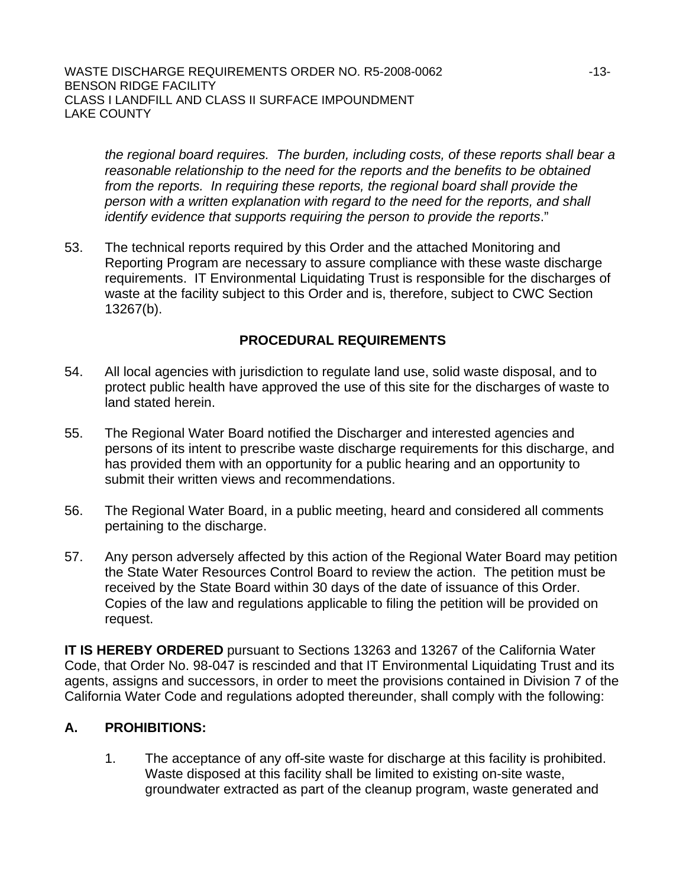*the regional board requires. The burden, including costs, of these reports shall bear a reasonable relationship to the need for the reports and the benefits to be obtained from the reports. In requiring these reports, the regional board shall provide the person with a written explanation with regard to the need for the reports, and shall identify evidence that supports requiring the person to provide the reports*."

53. The technical reports required by this Order and the attached Monitoring and Reporting Program are necessary to assure compliance with these waste discharge requirements. IT Environmental Liquidating Trust is responsible for the discharges of waste at the facility subject to this Order and is, therefore, subject to CWC Section 13267(b).

## PROCEDURAL REQUIREMENTS

54. All local agencies with jurisdiction to regulate land use, solid waste disposal, and to protect public health have approved the use of this site for the discharges of waste to land stated herein.

55. The Regional Water Board notified the Discharger and interested agencies and persons of its intent to prescribe waste discharge requirements for this discharge, and has provided them with an opportunity for a public hearing and an opportunity to submit their written views and recommendations.

56. The Regional Water Board, in a public meeting, heard and considered all comments pertaining to the discharge.

57. Any person adversely affected by this action of the Regional Water Board may petition the State Water Resources Control Board to review the action. The petition must be received by the State Board within 30 days of the date of issuance of this Order. Copies of the law and regulations applicable to filing the petition will be provided on request.

**IT IS HEREBY ORDERED** pursuant to Sections 13263 and 13267 of the California Water Code, that Order No. 98-047 is rescinded and that IT Environmental Liquidating Trust and its agents, assigns and successors, in order to meet the provisions contained in Division 7 of the California Water Code and regulations adopted thereunder, shall comply with the following:

## A. PROHIBITIONS:

1. The acceptance of any off-site waste for discharge at this facility is prohibited. Waste disposed at this facility shall be limited to existing on-site waste, groundwater extracted as part of the cleanup program, waste generated and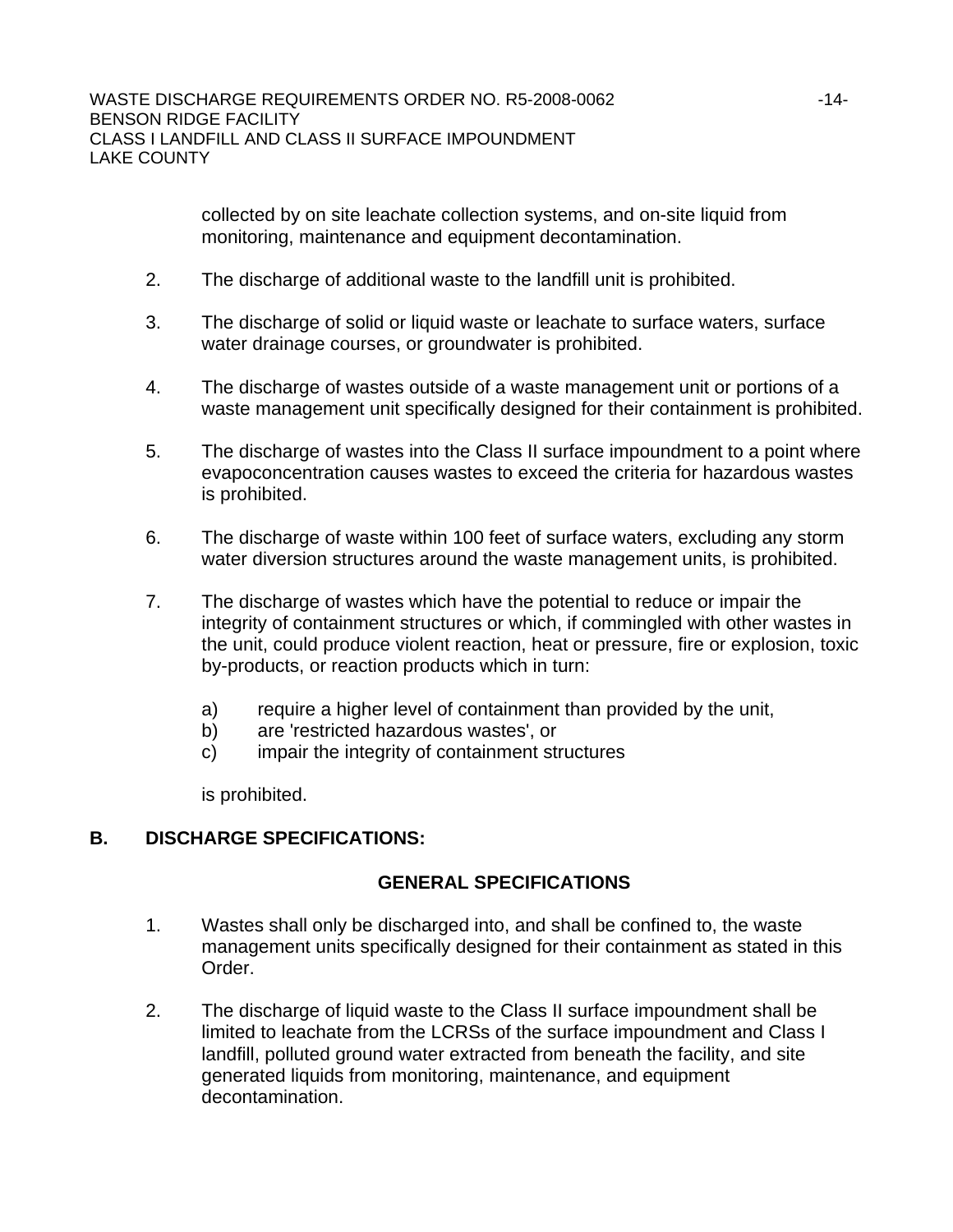collected by on site leachate collection systems, and on-site liquid from monitoring, maintenance and equipment decontamination.

2. The discharge of additional waste to the landfill unit is prohibited.

3. The discharge of solid or liquid waste or leachate to surface waters, surface water drainage courses, or groundwater is prohibited.

4. The discharge of wastes outside of a waste management unit or portions of a waste management unit specifically designed for their containment is prohibited.

5. The discharge of wastes into the Class II surface impoundment to a point where evapoconcentration causes wastes to exceed the criteria for hazardous wastes is prohibited.

6. The discharge of waste within 100 feet of surface waters, excluding any storm water diversion structures around the waste management units, is prohibited.

7. The discharge of wastes which have the potential to reduce or impair the integrity of containment structures or which, if commingled with other wastes in the unit, could produce violent reaction, heat or pressure, fire or explosion, toxic by-products, or reaction products which in turn:

   a) require a higher level of containment than provided by the unit,
   b) are 'restricted hazardous wastes', or
   c) impair the integrity of containment structures

   is prohibited.

## B. DISCHARGE SPECIFICATIONS:

### GENERAL SPECIFICATIONS

1. Wastes shall only be discharged into, and shall be confined to, the waste management units specifically designed for their containment as stated in this Order.

2. The discharge of liquid waste to the Class II surface impoundment shall be limited to leachate from the LCRSs of the surface impoundment and Class I landfill, polluted ground water extracted from beneath the facility, and site generated liquids from monitoring, maintenance, and equipment decontamination.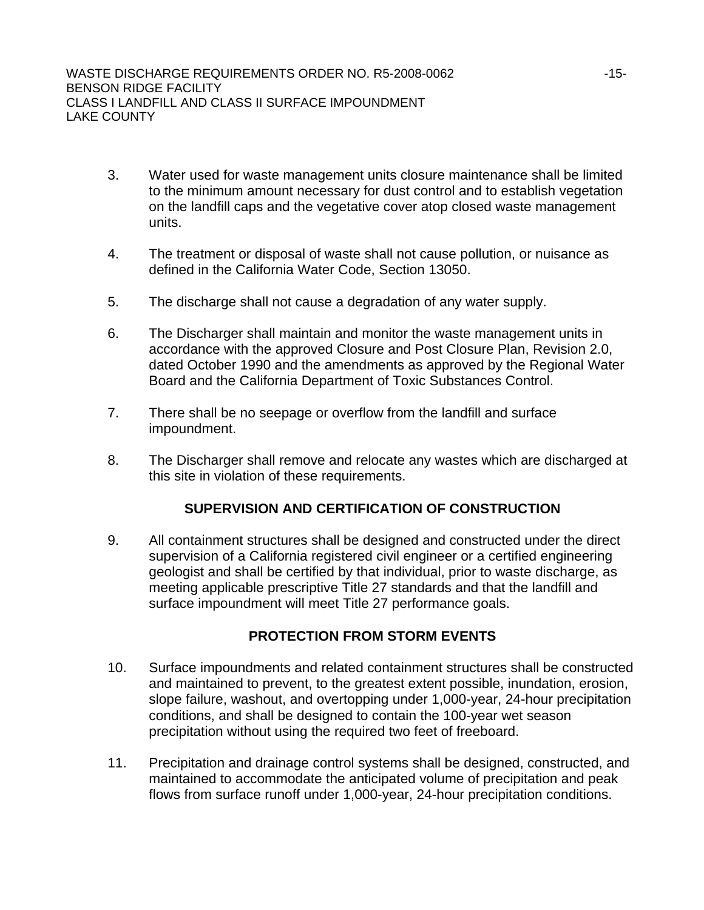3. Water used for waste management units closure maintenance shall be limited to the minimum amount necessary for dust control and to establish vegetation on the landfill caps and the vegetative cover atop closed waste management units.

4. The treatment or disposal of waste shall not cause pollution, or nuisance as defined in the California Water Code, Section 13050.

5. The discharge shall not cause a degradation of any water supply.

6. The Discharger shall maintain and monitor the waste management units in accordance with the approved Closure and Post Closure Plan, Revision 2.0, dated October 1990 and the amendments as approved by the Regional Water Board and the California Department of Toxic Substances Control.

7. There shall be no seepage or overflow from the landfill and surface impoundment.

8. The Discharger shall remove and relocate any wastes which are discharged at this site in violation of these requirements.

## SUPERVISION AND CERTIFICATION OF CONSTRUCTION

9. All containment structures shall be designed and constructed under the direct supervision of a California registered civil engineer or a certified engineering geologist and shall be certified by that individual, prior to waste discharge, as meeting applicable prescriptive Title 27 standards and that the landfill and surface impoundment will meet Title 27 performance goals.

## PROTECTION FROM STORM EVENTS

10. Surface impoundments and related containment structures shall be constructed and maintained to prevent, to the greatest extent possible, inundation, erosion, slope failure, washout, and overtopping under 1,000-year, 24-hour precipitation conditions, and shall be designed to contain the 100-year wet season precipitation without using the required two feet of freeboard.

11. Precipitation and drainage control systems shall be designed, constructed, and maintained to accommodate the anticipated volume of precipitation and peak flows from surface runoff under 1,000-year, 24-hour precipitation conditions.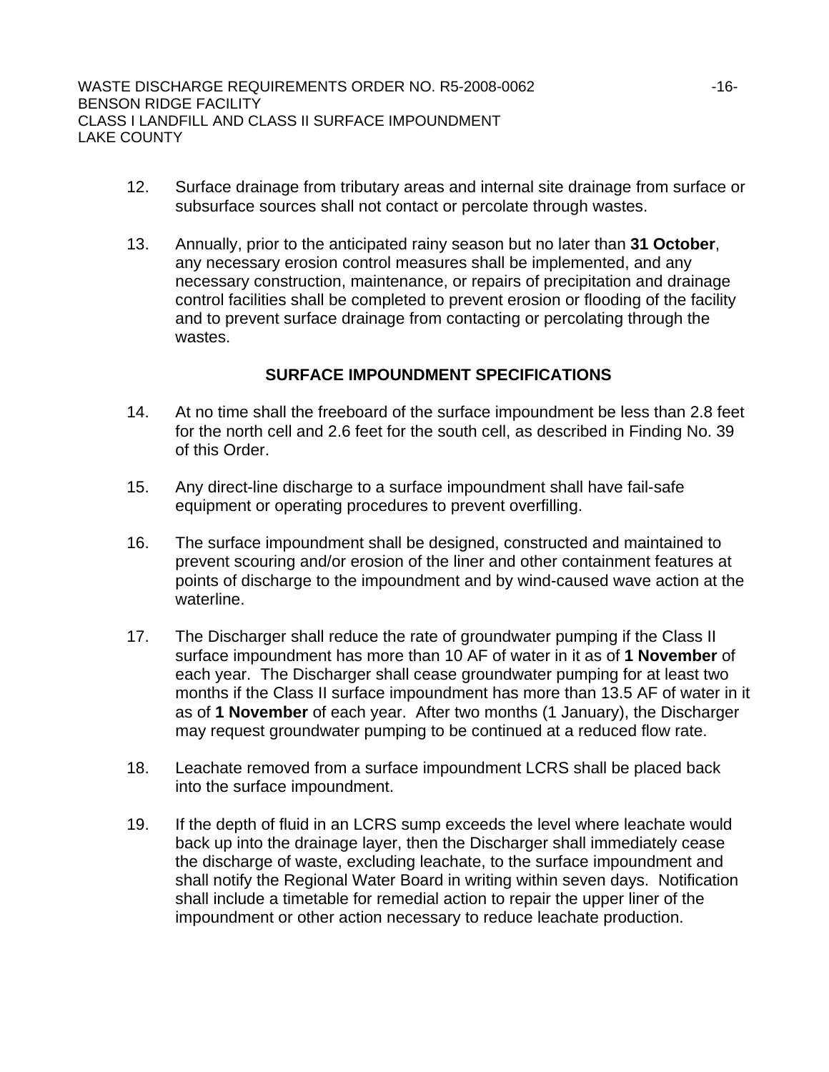12. Surface drainage from tributary areas and internal site drainage from surface or subsurface sources shall not contact or percolate through wastes.

13. Annually, prior to the anticipated rainy season but no later than **31 October**, any necessary erosion control measures shall be implemented, and any necessary construction, maintenance, or repairs of precipitation and drainage control facilities shall be completed to prevent erosion or flooding of the facility and to prevent surface drainage from contacting or percolating through the wastes.

### SURFACE IMPOUNDMENT SPECIFICATIONS

14. At no time shall the freeboard of the surface impoundment be less than 2.8 feet for the north cell and 2.6 feet for the south cell, as described in Finding No. 39 of this Order.

15. Any direct-line discharge to a surface impoundment shall have fail-safe equipment or operating procedures to prevent overfilling.

16. The surface impoundment shall be designed, constructed and maintained to prevent scouring and/or erosion of the liner and other containment features at points of discharge to the impoundment and by wind-caused wave action at the waterline.

17. The Discharger shall reduce the rate of groundwater pumping if the Class II surface impoundment has more than 10 AF of water in it as of **1 November** of each year. The Discharger shall cease groundwater pumping for at least two months if the Class II surface impoundment has more than 13.5 AF of water in it as of **1 November** of each year. After two months (1 January), the Discharger may request groundwater pumping to be continued at a reduced flow rate.

18. Leachate removed from a surface impoundment LCRS shall be placed back into the surface impoundment.

19. If the depth of fluid in an LCRS sump exceeds the level where leachate would back up into the drainage layer, then the Discharger shall immediately cease the discharge of waste, excluding leachate, to the surface impoundment and shall notify the Regional Water Board in writing within seven days. Notification shall include a timetable for remedial action to repair the upper liner of the impoundment or other action necessary to reduce leachate production.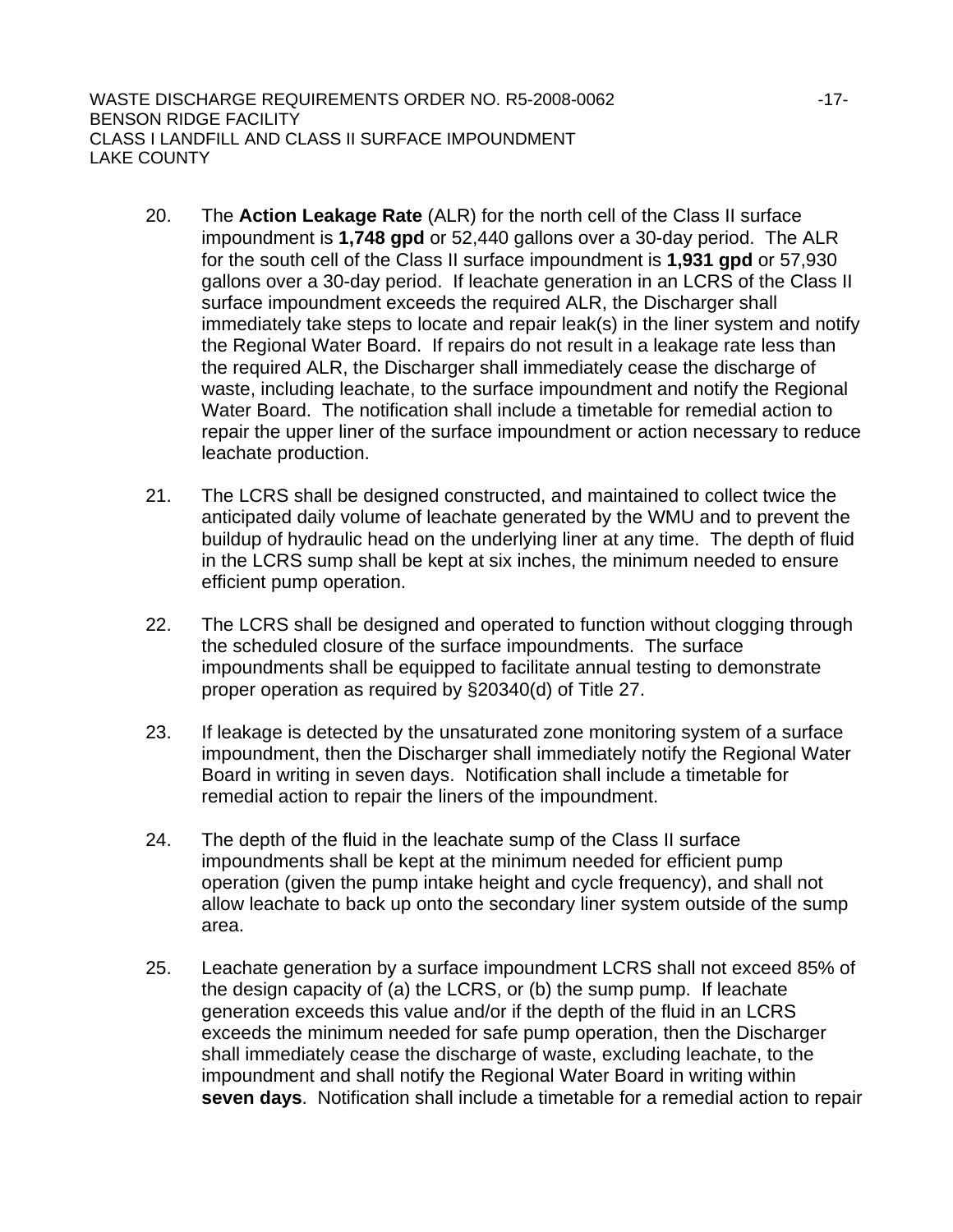20. The **Action Leakage Rate** (ALR) for the north cell of the Class II surface impoundment is **1,748 gpd** or 52,440 gallons over a 30-day period. The ALR for the south cell of the Class II surface impoundment is **1,931 gpd** or 57,930 gallons over a 30-day period. If leachate generation in an LCRS of the Class II surface impoundment exceeds the required ALR, the Discharger shall immediately take steps to locate and repair leak(s) in the liner system and notify the Regional Water Board. If repairs do not result in a leakage rate less than the required ALR, the Discharger shall immediately cease the discharge of waste, including leachate, to the surface impoundment and notify the Regional Water Board. The notification shall include a timetable for remedial action to repair the upper liner of the surface impoundment or action necessary to reduce leachate production.

21. The LCRS shall be designed constructed, and maintained to collect twice the anticipated daily volume of leachate generated by the WMU and to prevent the buildup of hydraulic head on the underlying liner at any time. The depth of fluid in the LCRS sump shall be kept at six inches, the minimum needed to ensure efficient pump operation.

22. The LCRS shall be designed and operated to function without clogging through the scheduled closure of the surface impoundments. The surface impoundments shall be equipped to facilitate annual testing to demonstrate proper operation as required by §20340(d) of Title 27.

23. If leakage is detected by the unsaturated zone monitoring system of a surface impoundment, then the Discharger shall immediately notify the Regional Water Board in writing in seven days. Notification shall include a timetable for remedial action to repair the liners of the impoundment.

24. The depth of the fluid in the leachate sump of the Class II surface impoundments shall be kept at the minimum needed for efficient pump operation (given the pump intake height and cycle frequency), and shall not allow leachate to back up onto the secondary liner system outside of the sump area.

25. Leachate generation by a surface impoundment LCRS shall not exceed 85% of the design capacity of (a) the LCRS, or (b) the sump pump. If leachate generation exceeds this value and/or if the depth of the fluid in an LCRS exceeds the minimum needed for safe pump operation, then the Discharger shall immediately cease the discharge of waste, excluding leachate, to the impoundment and shall notify the Regional Water Board in writing within **seven days**. Notification shall include a timetable for a remedial action to repair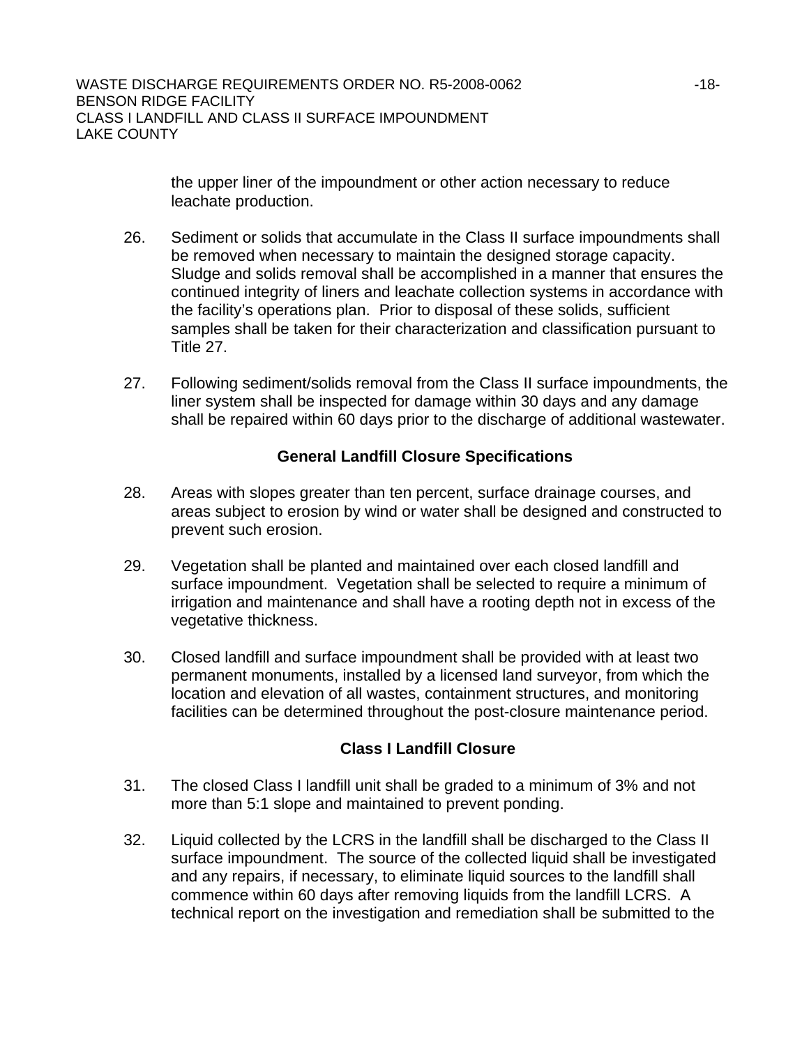the upper liner of the impoundment or other action necessary to reduce leachate production.

26. Sediment or solids that accumulate in the Class II surface impoundments shall be removed when necessary to maintain the designed storage capacity. Sludge and solids removal shall be accomplished in a manner that ensures the continued integrity of liners and leachate collection systems in accordance with the facility's operations plan. Prior to disposal of these solids, sufficient samples shall be taken for their characterization and classification pursuant to Title 27.

27. Following sediment/solids removal from the Class II surface impoundments, the liner system shall be inspected for damage within 30 days and any damage shall be repaired within 60 days prior to the discharge of additional wastewater.

### General Landfill Closure Specifications

28. Areas with slopes greater than ten percent, surface drainage courses, and areas subject to erosion by wind or water shall be designed and constructed to prevent such erosion.

29. Vegetation shall be planted and maintained over each closed landfill and surface impoundment. Vegetation shall be selected to require a minimum of irrigation and maintenance and shall have a rooting depth not in excess of the vegetative thickness.

30. Closed landfill and surface impoundment shall be provided with at least two permanent monuments, installed by a licensed land surveyor, from which the location and elevation of all wastes, containment structures, and monitoring facilities can be determined throughout the post-closure maintenance period.

### Class I Landfill Closure

31. The closed Class I landfill unit shall be graded to a minimum of 3% and not more than 5:1 slope and maintained to prevent ponding.

32. Liquid collected by the LCRS in the landfill shall be discharged to the Class II surface impoundment. The source of the collected liquid shall be investigated and any repairs, if necessary, to eliminate liquid sources to the landfill shall commence within 60 days after removing liquids from the landfill LCRS. A technical report on the investigation and remediation shall be submitted to the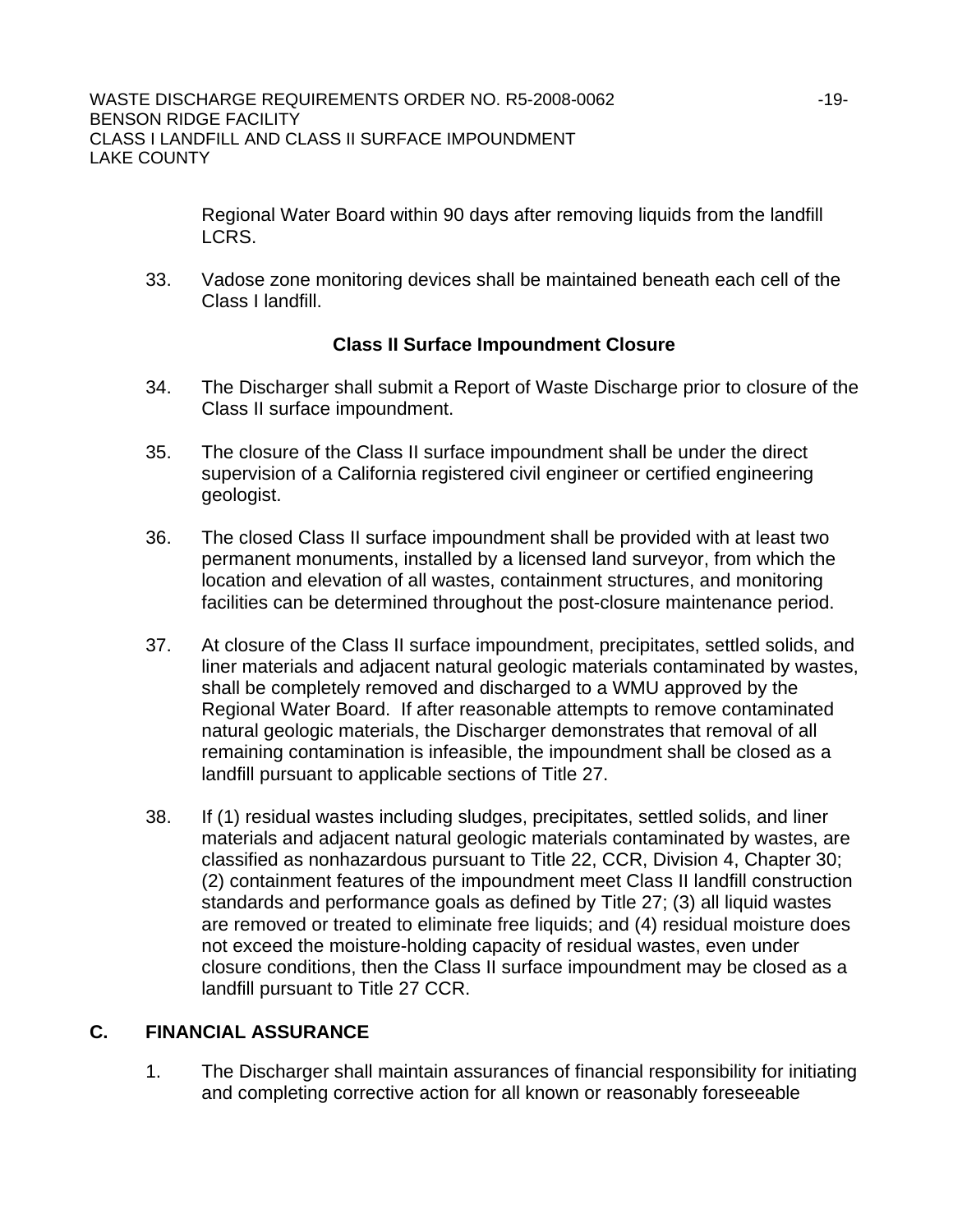Regional Water Board within 90 days after removing liquids from the landfill LCRS.

33. Vadose zone monitoring devices shall be maintained beneath each cell of the Class I landfill.

**Class II Surface Impoundment Closure**

34. The Discharger shall submit a Report of Waste Discharge prior to closure of the Class II surface impoundment.

35. The closure of the Class II surface impoundment shall be under the direct supervision of a California registered civil engineer or certified engineering geologist.

36. The closed Class II surface impoundment shall be provided with at least two permanent monuments, installed by a licensed land surveyor, from which the location and elevation of all wastes, containment structures, and monitoring facilities can be determined throughout the post-closure maintenance period.

37. At closure of the Class II surface impoundment, precipitates, settled solids, and liner materials and adjacent natural geologic materials contaminated by wastes, shall be completely removed and discharged to a WMU approved by the Regional Water Board. If after reasonable attempts to remove contaminated natural geologic materials, the Discharger demonstrates that removal of all remaining contamination is infeasible, the impoundment shall be closed as a landfill pursuant to applicable sections of Title 27.

38. If (1) residual wastes including sludges, precipitates, settled solids, and liner materials and adjacent natural geologic materials contaminated by wastes, are classified as nonhazardous pursuant to Title 22, CCR, Division 4, Chapter 30; (2) containment features of the impoundment meet Class II landfill construction standards and performance goals as defined by Title 27; (3) all liquid wastes are removed or treated to eliminate free liquids; and (4) residual moisture does not exceed the moisture-holding capacity of residual wastes, even under closure conditions, then the Class II surface impoundment may be closed as a landfill pursuant to Title 27 CCR.

## C. FINANCIAL ASSURANCE

1. The Discharger shall maintain assurances of financial responsibility for initiating and completing corrective action for all known or reasonably foreseeable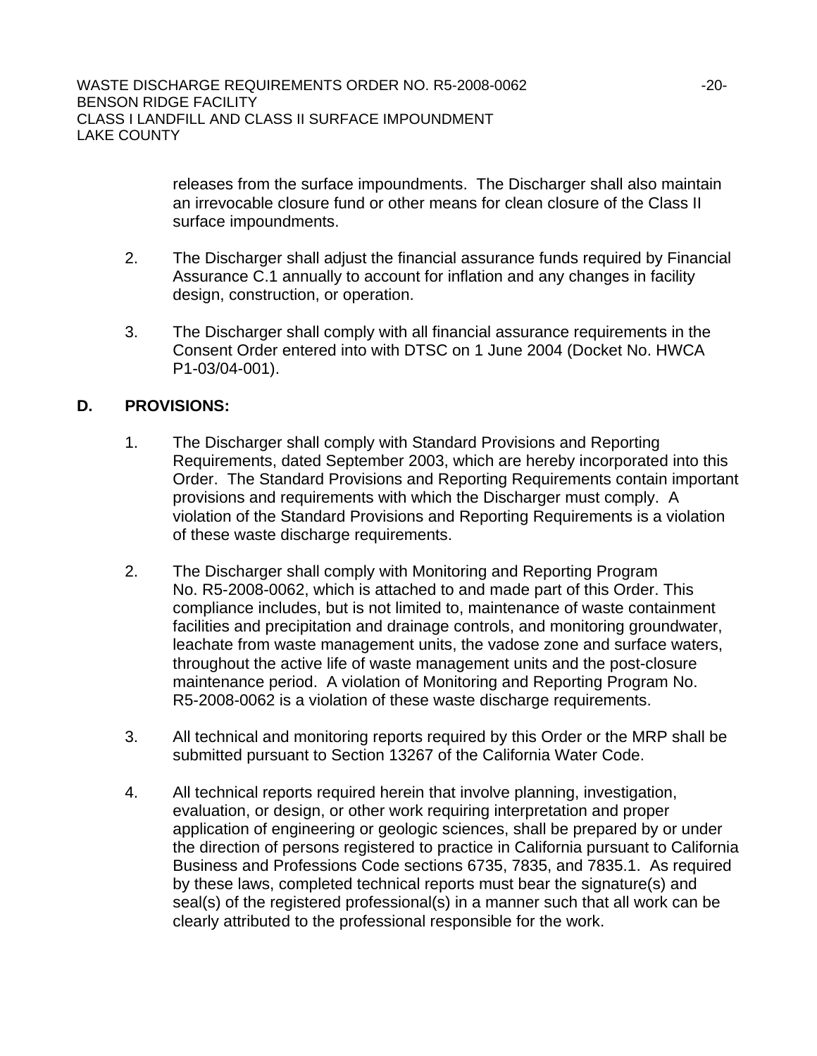releases from the surface impoundments. The Discharger shall also maintain an irrevocable closure fund or other means for clean closure of the Class II surface impoundments.

2. The Discharger shall adjust the financial assurance funds required by Financial Assurance C.1 annually to account for inflation and any changes in facility design, construction, or operation.

3. The Discharger shall comply with all financial assurance requirements in the Consent Order entered into with DTSC on 1 June 2004 (Docket No. HWCA P1-03/04-001).

## D. PROVISIONS:

1. The Discharger shall comply with Standard Provisions and Reporting Requirements, dated September 2003, which are hereby incorporated into this Order. The Standard Provisions and Reporting Requirements contain important provisions and requirements with which the Discharger must comply. A violation of the Standard Provisions and Reporting Requirements is a violation of these waste discharge requirements.

2. The Discharger shall comply with Monitoring and Reporting Program No. R5-2008-0062, which is attached to and made part of this Order. This compliance includes, but is not limited to, maintenance of waste containment facilities and precipitation and drainage controls, and monitoring groundwater, leachate from waste management units, the vadose zone and surface waters, throughout the active life of waste management units and the post-closure maintenance period. A violation of Monitoring and Reporting Program No. R5-2008-0062 is a violation of these waste discharge requirements.

3. All technical and monitoring reports required by this Order or the MRP shall be submitted pursuant to Section 13267 of the California Water Code.

4. All technical reports required herein that involve planning, investigation, evaluation, or design, or other work requiring interpretation and proper application of engineering or geologic sciences, shall be prepared by or under the direction of persons registered to practice in California pursuant to California Business and Professions Code sections 6735, 7835, and 7835.1. As required by these laws, completed technical reports must bear the signature(s) and seal(s) of the registered professional(s) in a manner such that all work can be clearly attributed to the professional responsible for the work.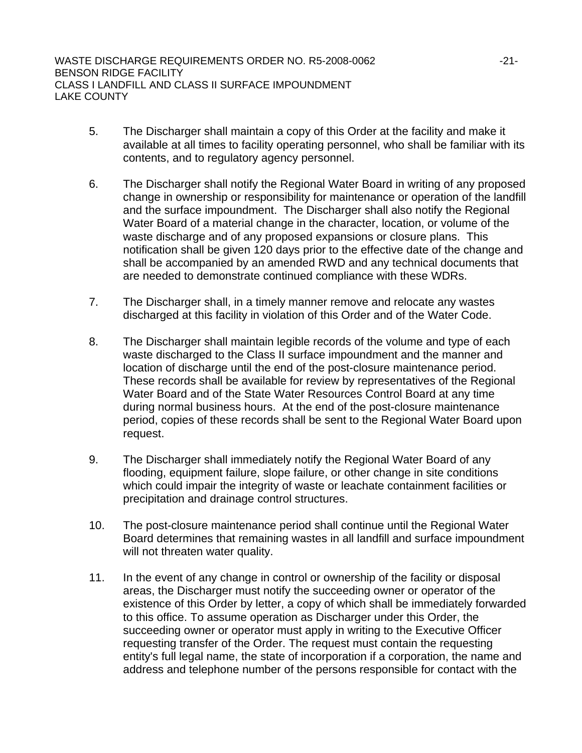5. The Discharger shall maintain a copy of this Order at the facility and make it available at all times to facility operating personnel, who shall be familiar with its contents, and to regulatory agency personnel.

6. The Discharger shall notify the Regional Water Board in writing of any proposed change in ownership or responsibility for maintenance or operation of the landfill and the surface impoundment. The Discharger shall also notify the Regional Water Board of a material change in the character, location, or volume of the waste discharge and of any proposed expansions or closure plans. This notification shall be given 120 days prior to the effective date of the change and shall be accompanied by an amended RWD and any technical documents that are needed to demonstrate continued compliance with these WDRs.

7. The Discharger shall, in a timely manner remove and relocate any wastes discharged at this facility in violation of this Order and of the Water Code.

8. The Discharger shall maintain legible records of the volume and type of each waste discharged to the Class II surface impoundment and the manner and location of discharge until the end of the post-closure maintenance period. These records shall be available for review by representatives of the Regional Water Board and of the State Water Resources Control Board at any time during normal business hours. At the end of the post-closure maintenance period, copies of these records shall be sent to the Regional Water Board upon request.

9. The Discharger shall immediately notify the Regional Water Board of any flooding, equipment failure, slope failure, or other change in site conditions which could impair the integrity of waste or leachate containment facilities or precipitation and drainage control structures.

10. The post-closure maintenance period shall continue until the Regional Water Board determines that remaining wastes in all landfill and surface impoundment will not threaten water quality.

11. In the event of any change in control or ownership of the facility or disposal areas, the Discharger must notify the succeeding owner or operator of the existence of this Order by letter, a copy of which shall be immediately forwarded to this office. To assume operation as Discharger under this Order, the succeeding owner or operator must apply in writing to the Executive Officer requesting transfer of the Order. The request must contain the requesting entity's full legal name, the state of incorporation if a corporation, the name and address and telephone number of the persons responsible for contact with the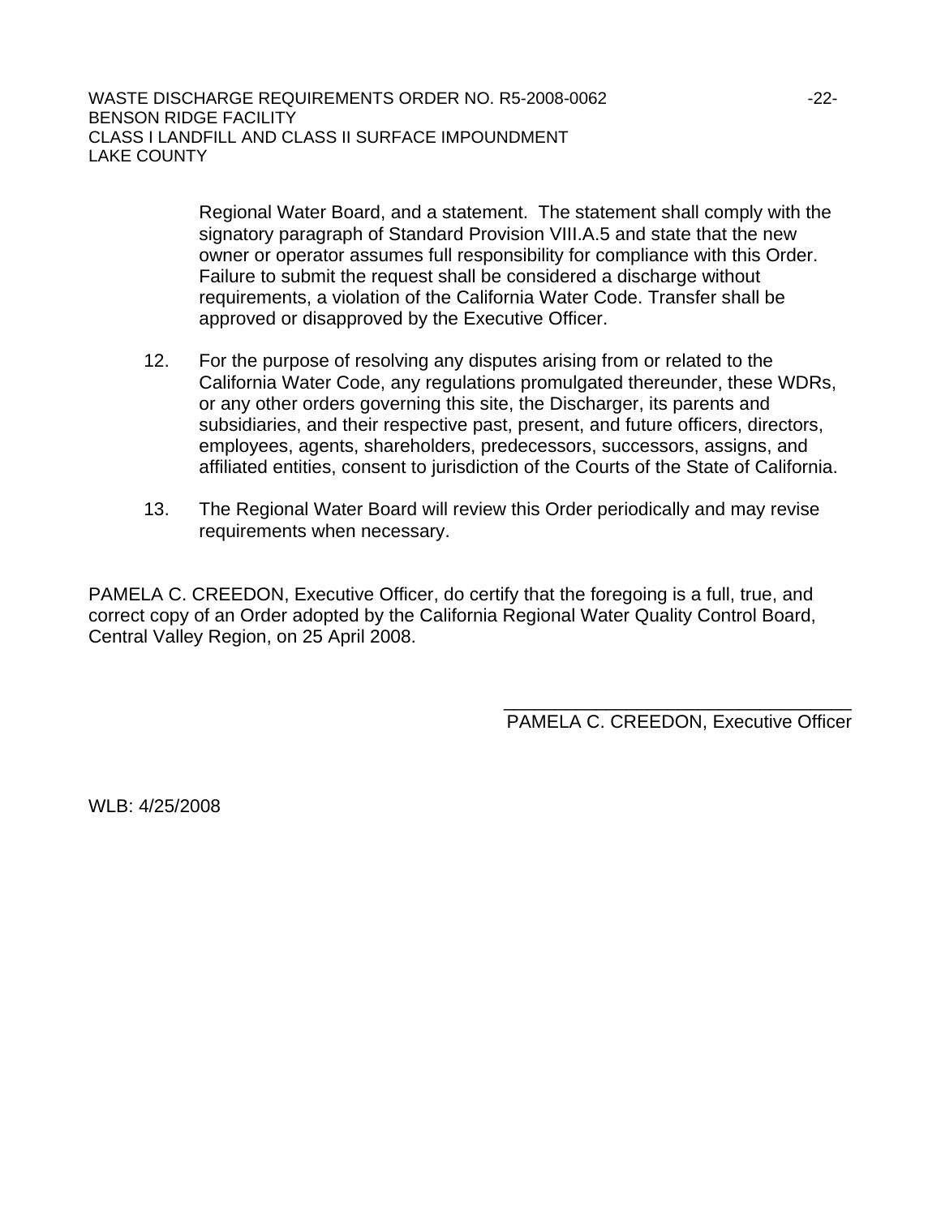Regional Water Board, and a statement. The statement shall comply with the signatory paragraph of Standard Provision VIII.A.5 and state that the new owner or operator assumes full responsibility for compliance with this Order. Failure to submit the request shall be considered a discharge without requirements, a violation of the California Water Code. Transfer shall be approved or disapproved by the Executive Officer.

12. For the purpose of resolving any disputes arising from or related to the California Water Code, any regulations promulgated thereunder, these WDRs, or any other orders governing this site, the Discharger, its parents and subsidiaries, and their respective past, present, and future officers, directors, employees, agents, shareholders, predecessors, successors, assigns, and affiliated entities, consent to jurisdiction of the Courts of the State of California.

13. The Regional Water Board will review this Order periodically and may revise requirements when necessary.

PAMELA C. CREEDON, Executive Officer, do certify that the foregoing is a full, true, and correct copy of an Order adopted by the California Regional Water Quality Control Board, Central Valley Region, on 25 April 2008.

\_\_\_\_\_\_\_\_\_\_\_\_\_\_\_\_\_\_\_\_\_\_\_\_\_\_\_\_\_\_\_\_\_\_\_\_

PAMELA C. CREEDON, Executive Officer

WLB: 4/25/2008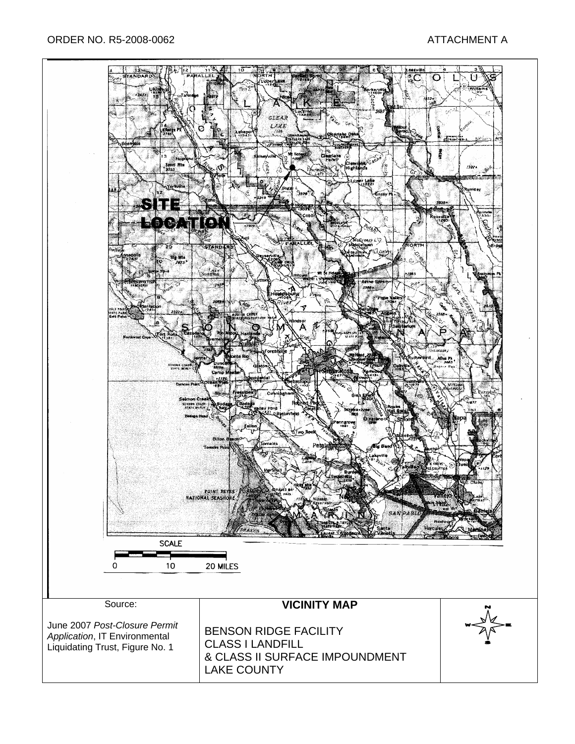SITE LOCATION

SCALE

0 10 20 MILES

| Source: | VICINITY MAP | |
| --- | --- | --- |
| June 2007 *Post-Closure Permit Application*, IT Environmental Liquidating Trust, Figure No. 1 | BENSON RIDGE FACILITY<br>CLASS I LANDFILL<br>& CLASS II SURFACE IMPOUNDMENT<br>LAKE COUNTY | |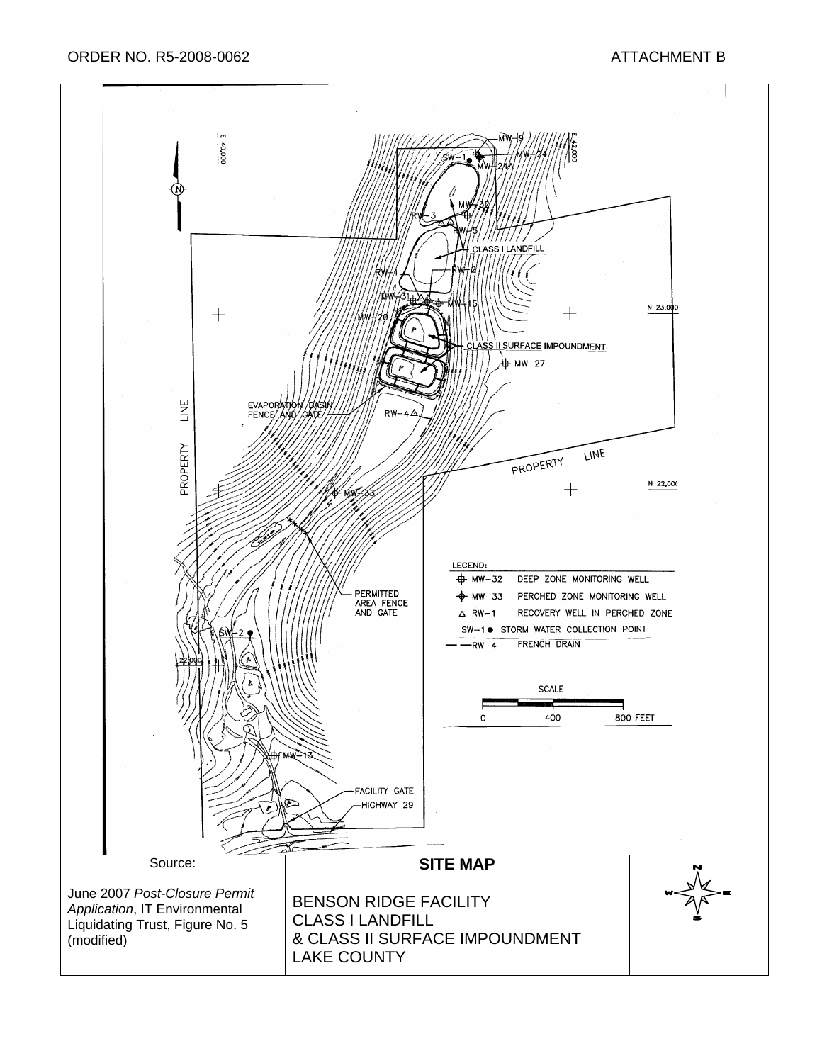ORDER NO. R5-2008-0062

ATTACHMENT B

E 40,000

E 42,000

MW-9

SW-1

MW-24

MW-24A

MW-32

RW-3

RW-5

CLASS I LANDFILL

RW-1

RW-2

MW-31

MW-15

MW-20

N 23,000

CLASS II SURFACE IMPOUNDMENT

MW-27

EVAPORATION BASIN FENCE AND GATE

RW-4

PROPERTY LINE

PROPERTY LINE

N 22,000

MW-33

LEGEND:

| Symbol | Description |
|---|---|
| MW-32 | DEEP ZONE MONITORING WELL |
| MW-33 | PERCHED ZONE MONITORING WELL |
| RW-1 | RECOVERY WELL IN PERCHED ZONE |
| SW-1 | STORM WATER COLLECTION POINT |
| RW-4 | FRENCH DRAIN |

PERMITTED AREA FENCE AND GATE

SW-2

22,000

SCALE

0 400 800 FEET

MW-13

FACILITY GATE

HIGHWAY 29

| Source: | SITE MAP | |
|---|---|---|
| June 2007 *Post-Closure Permit Application*, IT Environmental Liquidating Trust, Figure No. 5 (modified) | BENSON RIDGE FACILITY<br>CLASS I LANDFILL<br>& CLASS II SURFACE IMPOUNDMENT<br>LAKE COUNTY | N W E S |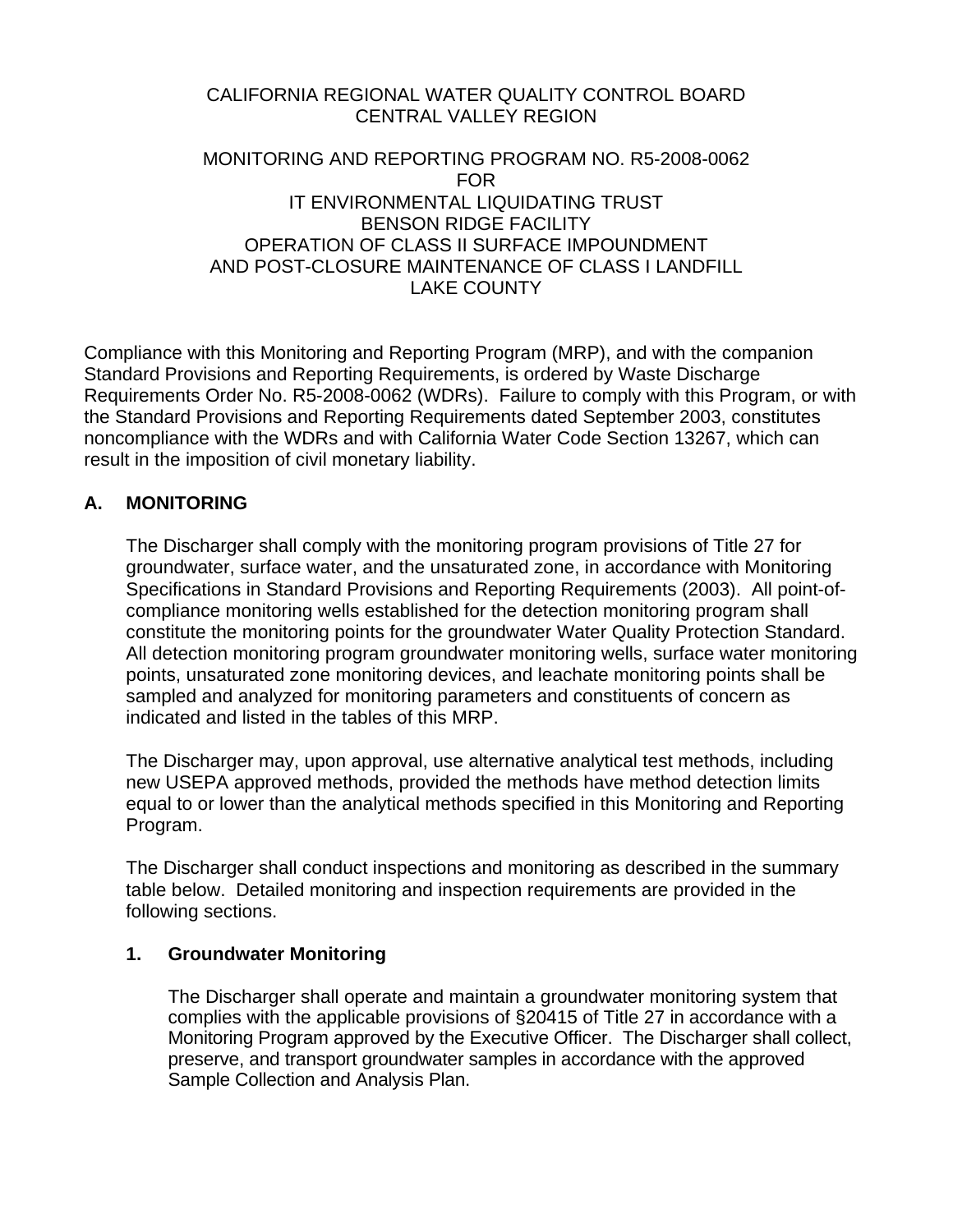CALIFORNIA REGIONAL WATER QUALITY CONTROL BOARD
CENTRAL VALLEY REGION

MONITORING AND REPORTING PROGRAM NO. R5-2008-0062
FOR
IT ENVIRONMENTAL LIQUIDATING TRUST
BENSON RIDGE FACILITY
OPERATION OF CLASS II SURFACE IMPOUNDMENT
AND POST-CLOSURE MAINTENANCE OF CLASS I LANDFILL
LAKE COUNTY

Compliance with this Monitoring and Reporting Program (MRP), and with the companion Standard Provisions and Reporting Requirements, is ordered by Waste Discharge Requirements Order No. R5-2008-0062 (WDRs). Failure to comply with this Program, or with the Standard Provisions and Reporting Requirements dated September 2003, constitutes noncompliance with the WDRs and with California Water Code Section 13267, which can result in the imposition of civil monetary liability.

## A. MONITORING

The Discharger shall comply with the monitoring program provisions of Title 27 for groundwater, surface water, and the unsaturated zone, in accordance with Monitoring Specifications in Standard Provisions and Reporting Requirements (2003). All point-of-compliance monitoring wells established for the detection monitoring program shall constitute the monitoring points for the groundwater Water Quality Protection Standard. All detection monitoring program groundwater monitoring wells, surface water monitoring points, unsaturated zone monitoring devices, and leachate monitoring points shall be sampled and analyzed for monitoring parameters and constituents of concern as indicated and listed in the tables of this MRP.

The Discharger may, upon approval, use alternative analytical test methods, including new USEPA approved methods, provided the methods have method detection limits equal to or lower than the analytical methods specified in this Monitoring and Reporting Program.

The Discharger shall conduct inspections and monitoring as described in the summary table below. Detailed monitoring and inspection requirements are provided in the following sections.

### 1. Groundwater Monitoring

The Discharger shall operate and maintain a groundwater monitoring system that complies with the applicable provisions of §20415 of Title 27 in accordance with a Monitoring Program approved by the Executive Officer. The Discharger shall collect, preserve, and transport groundwater samples in accordance with the approved Sample Collection and Analysis Plan.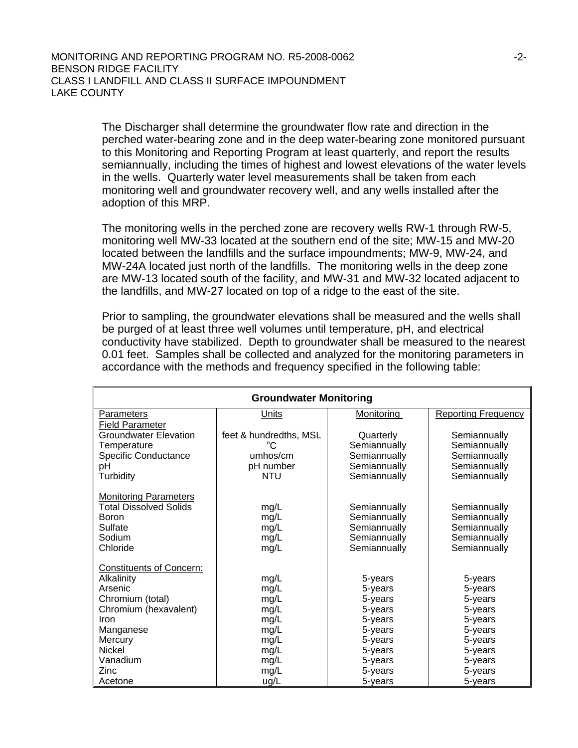The Discharger shall determine the groundwater flow rate and direction in the perched water-bearing zone and in the deep water-bearing zone monitored pursuant to this Monitoring and Reporting Program at least quarterly, and report the results semiannually, including the times of highest and lowest elevations of the water levels in the wells. Quarterly water level measurements shall be taken from each monitoring well and groundwater recovery well, and any wells installed after the adoption of this MRP.

The monitoring wells in the perched zone are recovery wells RW-1 through RW-5, monitoring well MW-33 located at the southern end of the site; MW-15 and MW-20 located between the landfills and the surface impoundments; MW-9, MW-24, and MW-24A located just north of the landfills. The monitoring wells in the deep zone are MW-13 located south of the facility, and MW-31 and MW-32 located adjacent to the landfills, and MW-27 located on top of a ridge to the east of the site.

Prior to sampling, the groundwater elevations shall be measured and the wells shall be purged of at least three well volumes until temperature, pH, and electrical conductivity have stabilized. Depth to groundwater shall be measured to the nearest 0.01 feet. Samples shall be collected and analyzed for the monitoring parameters in accordance with the methods and frequency specified in the following table:

| **Groundwater Monitoring** | | | |
|---|---|---|---|
| Parameters | Units | Monitoring | Reporting Frequency |
| Field Parameter | | | |
| Groundwater Elevation | feet & hundredths, MSL | Quarterly | Semiannually |
| Temperature | °C | Semiannually | Semiannually |
| Specific Conductance | umhos/cm | Semiannually | Semiannually |
| pH | pH number | Semiannually | Semiannually |
| Turbidity | NTU | Semiannually | Semiannually |
| Monitoring Parameters | | | |
| Total Dissolved Solids | mg/L | Semiannually | Semiannually |
| Boron | mg/L | Semiannually | Semiannually |
| Sulfate | mg/L | Semiannually | Semiannually |
| Sodium | mg/L | Semiannually | Semiannually |
| Chloride | mg/L | Semiannually | Semiannually |
| Constituents of Concern: | | | |
| Alkalinity | mg/L | 5-years | 5-years |
| Arsenic | mg/L | 5-years | 5-years |
| Chromium (total) | mg/L | 5-years | 5-years |
| Chromium (hexavalent) | mg/L | 5-years | 5-years |
| Iron | mg/L | 5-years | 5-years |
| Manganese | mg/L | 5-years | 5-years |
| Mercury | mg/L | 5-years | 5-years |
| Nickel | mg/L | 5-years | 5-years |
| Vanadium | mg/L | 5-years | 5-years |
| Zinc | mg/L | 5-years | 5-years |
| Acetone | ug/L | 5-years | 5-years |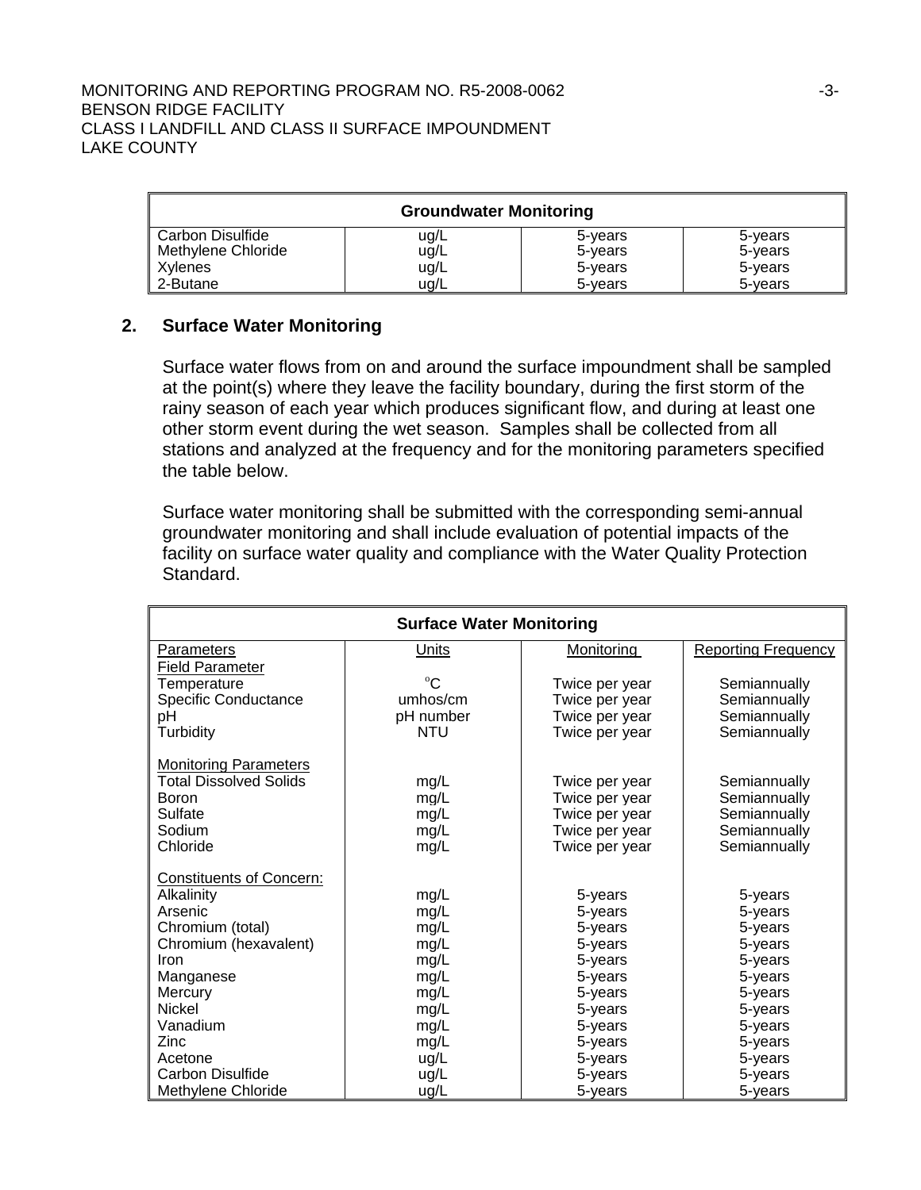| Groundwater Monitoring | | | |
|---|---|---|---|
| Carbon Disulfide | ug/L | 5-years | 5-years |
| Methylene Chloride | ug/L | 5-years | 5-years |
| Xylenes | ug/L | 5-years | 5-years |
| 2-Butane | ug/L | 5-years | 5-years |

## 2. Surface Water Monitoring

Surface water flows from on and around the surface impoundment shall be sampled at the point(s) where they leave the facility boundary, during the first storm of the rainy season of each year which produces significant flow, and during at least one other storm event during the wet season. Samples shall be collected from all stations and analyzed at the frequency and for the monitoring parameters specified the table below.

Surface water monitoring shall be submitted with the corresponding semi-annual groundwater monitoring and shall include evaluation of potential impacts of the facility on surface water quality and compliance with the Water Quality Protection Standard.

| Surface Water Monitoring | | | |
|---|---|---|---|
| Parameters | Units | Monitoring | Reporting Frequency |
| Field Parameter | | | |
| Temperature | °C | Twice per year | Semiannually |
| Specific Conductance | umhos/cm | Twice per year | Semiannually |
| pH | pH number | Twice per year | Semiannually |
| Turbidity | NTU | Twice per year | Semiannually |
| | | | |
| Monitoring Parameters | | | |
| Total Dissolved Solids | mg/L | Twice per year | Semiannually |
| Boron | mg/L | Twice per year | Semiannually |
| Sulfate | mg/L | Twice per year | Semiannually |
| Sodium | mg/L | Twice per year | Semiannually |
| Chloride | mg/L | Twice per year | Semiannually |
| | | | |
| Constituents of Concern: | | | |
| Alkalinity | mg/L | 5-years | 5-years |
| Arsenic | mg/L | 5-years | 5-years |
| Chromium (total) | mg/L | 5-years | 5-years |
| Chromium (hexavalent) | mg/L | 5-years | 5-years |
| Iron | mg/L | 5-years | 5-years |
| Manganese | mg/L | 5-years | 5-years |
| Mercury | mg/L | 5-years | 5-years |
| Nickel | mg/L | 5-years | 5-years |
| Vanadium | mg/L | 5-years | 5-years |
| Zinc | mg/L | 5-years | 5-years |
| Acetone | ug/L | 5-years | 5-years |
| Carbon Disulfide | ug/L | 5-years | 5-years |
| Methylene Chloride | ug/L | 5-years | 5-years |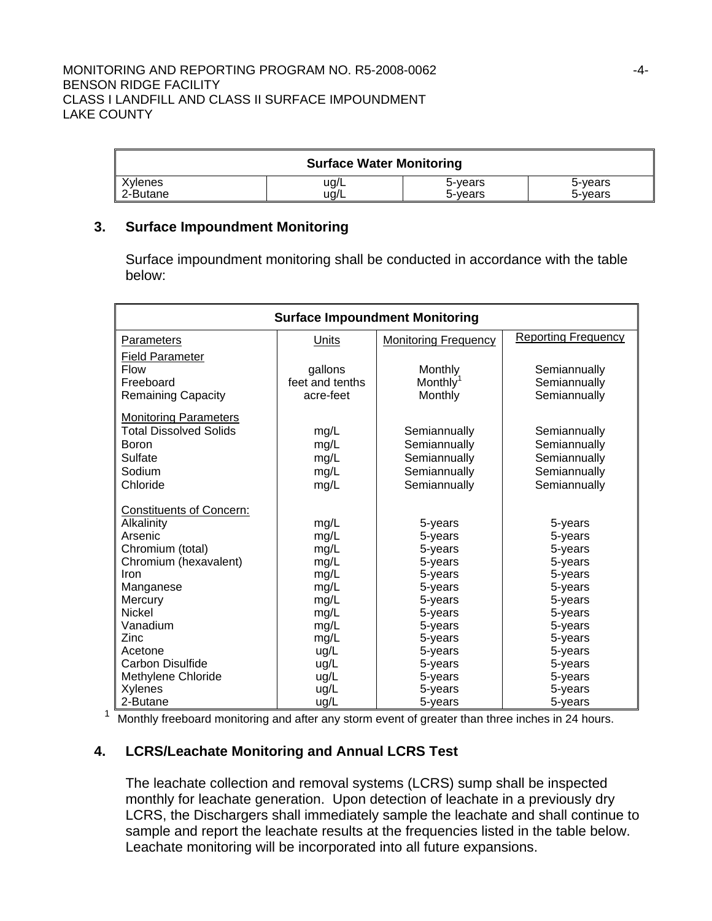| Surface Water Monitoring | | | |
|---|---|---|---|
| Xylenes | ug/L | 5-years | 5-years |
| 2-Butane | ug/L | 5-years | 5-years |

### 3. Surface Impoundment Monitoring

Surface impoundment monitoring shall be conducted in accordance with the table below:

| Surface Impoundment Monitoring | | | |
|---|---|---|---|
| Parameters | Units | Monitoring Frequency | Reporting Frequency |
| Field Parameter | | | |
| Flow | gallons | Monthly | Semiannually |
| Freeboard | feet and tenths | Monthly[1] | Semiannually |
| Remaining Capacity | acre-feet | Monthly | Semiannually |
| Monitoring Parameters | | | |
| Total Dissolved Solids | mg/L | Semiannually | Semiannually |
| Boron | mg/L | Semiannually | Semiannually |
| Sulfate | mg/L | Semiannually | Semiannually |
| Sodium | mg/L | Semiannually | Semiannually |
| Chloride | mg/L | Semiannually | Semiannually |
| Constituents of Concern: | | | |
| Alkalinity | mg/L | 5-years | 5-years |
| Arsenic | mg/L | 5-years | 5-years |
| Chromium (total) | mg/L | 5-years | 5-years |
| Chromium (hexavalent) | mg/L | 5-years | 5-years |
| Iron | mg/L | 5-years | 5-years |
| Manganese | mg/L | 5-years | 5-years |
| Mercury | mg/L | 5-years | 5-years |
| Nickel | mg/L | 5-years | 5-years |
| Vanadium | mg/L | 5-years | 5-years |
| Zinc | mg/L | 5-years | 5-years |
| Acetone | ug/L | 5-years | 5-years |
| Carbon Disulfide | ug/L | 5-years | 5-years |
| Methylene Chloride | ug/L | 5-years | 5-years |
| Xylenes | ug/L | 5-years | 5-years |
| 2-Butane | ug/L | 5-years | 5-years |

[1] Monthly freeboard monitoring and after any storm event of greater than three inches in 24 hours.

### 4. LCRS/Leachate Monitoring and Annual LCRS Test

The leachate collection and removal systems (LCRS) sump shall be inspected monthly for leachate generation. Upon detection of leachate in a previously dry LCRS, the Dischargers shall immediately sample the leachate and shall continue to sample and report the leachate results at the frequencies listed in the table below. Leachate monitoring will be incorporated into all future expansions.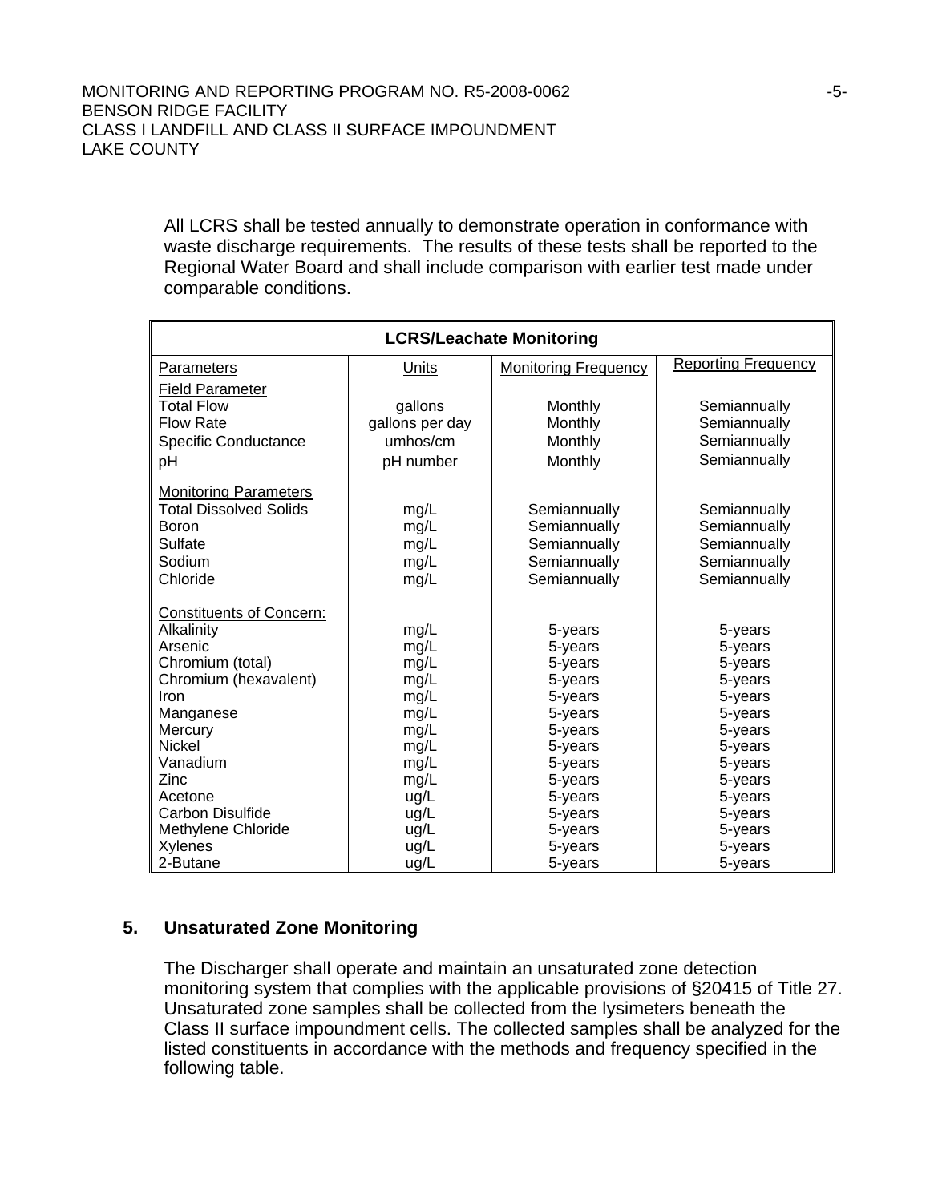All LCRS shall be tested annually to demonstrate operation in conformance with waste discharge requirements. The results of these tests shall be reported to the Regional Water Board and shall include comparison with earlier test made under comparable conditions.

| **LCRS/Leachate Monitoring** | | | |
|---|---|---|---|
| Parameters | Units | Monitoring Frequency | Reporting Frequency |
| Field Parameter | | | |
| Total Flow | gallons | Monthly | Semiannually |
| Flow Rate | gallons per day | Monthly | Semiannually |
| Specific Conductance | umhos/cm | Monthly | Semiannually |
| pH | pH number | Monthly | Semiannually |
| Monitoring Parameters | | | |
| Total Dissolved Solids | mg/L | Semiannually | Semiannually |
| Boron | mg/L | Semiannually | Semiannually |
| Sulfate | mg/L | Semiannually | Semiannually |
| Sodium | mg/L | Semiannually | Semiannually |
| Chloride | mg/L | Semiannually | Semiannually |
| Constituents of Concern: | | | |
| Alkalinity | mg/L | 5-years | 5-years |
| Arsenic | mg/L | 5-years | 5-years |
| Chromium (total) | mg/L | 5-years | 5-years |
| Chromium (hexavalent) | mg/L | 5-years | 5-years |
| Iron | mg/L | 5-years | 5-years |
| Manganese | mg/L | 5-years | 5-years |
| Mercury | mg/L | 5-years | 5-years |
| Nickel | mg/L | 5-years | 5-years |
| Vanadium | mg/L | 5-years | 5-years |
| Zinc | mg/L | 5-years | 5-years |
| Acetone | ug/L | 5-years | 5-years |
| Carbon Disulfide | ug/L | 5-years | 5-years |
| Methylene Chloride | ug/L | 5-years | 5-years |
| Xylenes | ug/L | 5-years | 5-years |
| 2-Butane | ug/L | 5-years | 5-years |

## 5. Unsaturated Zone Monitoring

The Discharger shall operate and maintain an unsaturated zone detection monitoring system that complies with the applicable provisions of §20415 of Title 27. Unsaturated zone samples shall be collected from the lysimeters beneath the Class II surface impoundment cells. The collected samples shall be analyzed for the listed constituents in accordance with the methods and frequency specified in the following table.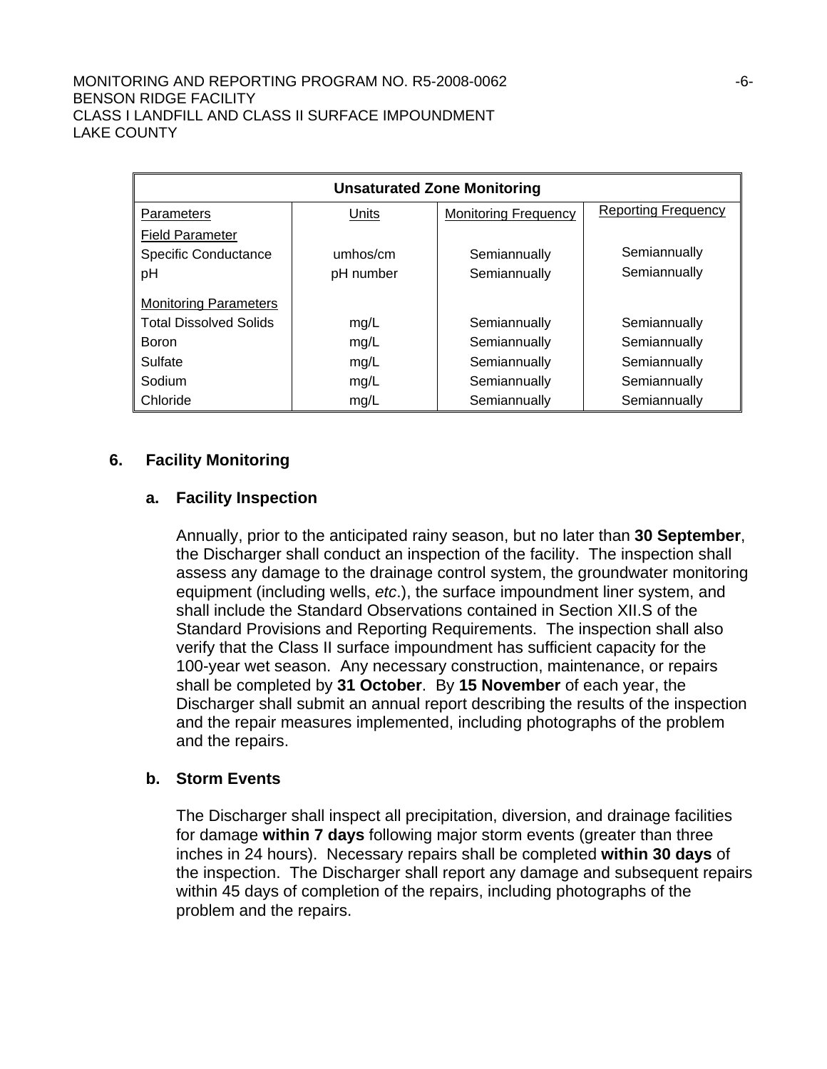| Unsaturated Zone Monitoring | | | |
|---|---|---|---|
| Parameters | Units | Monitoring Frequency | Reporting Frequency |
| Field Parameter | | | |
| Specific Conductance | umhos/cm | Semiannually | Semiannually |
| pH | pH number | Semiannually | Semiannually |
| Monitoring Parameters | | | |
| Total Dissolved Solids | mg/L | Semiannually | Semiannually |
| Boron | mg/L | Semiannually | Semiannually |
| Sulfate | mg/L | Semiannually | Semiannually |
| Sodium | mg/L | Semiannually | Semiannually |
| Chloride | mg/L | Semiannually | Semiannually |

## 6. Facility Monitoring

### a. Facility Inspection

Annually, prior to the anticipated rainy season, but no later than **30 September**, the Discharger shall conduct an inspection of the facility. The inspection shall assess any damage to the drainage control system, the groundwater monitoring equipment (including wells, *etc*.), the surface impoundment liner system, and shall include the Standard Observations contained in Section XII.S of the Standard Provisions and Reporting Requirements. The inspection shall also verify that the Class II surface impoundment has sufficient capacity for the 100-year wet season. Any necessary construction, maintenance, or repairs shall be completed by **31 October**. By **15 November** of each year, the Discharger shall submit an annual report describing the results of the inspection and the repair measures implemented, including photographs of the problem and the repairs.

### b. Storm Events

The Discharger shall inspect all precipitation, diversion, and drainage facilities for damage **within 7 days** following major storm events (greater than three inches in 24 hours). Necessary repairs shall be completed **within 30 days** of the inspection. The Discharger shall report any damage and subsequent repairs within 45 days of completion of the repairs, including photographs of the problem and the repairs.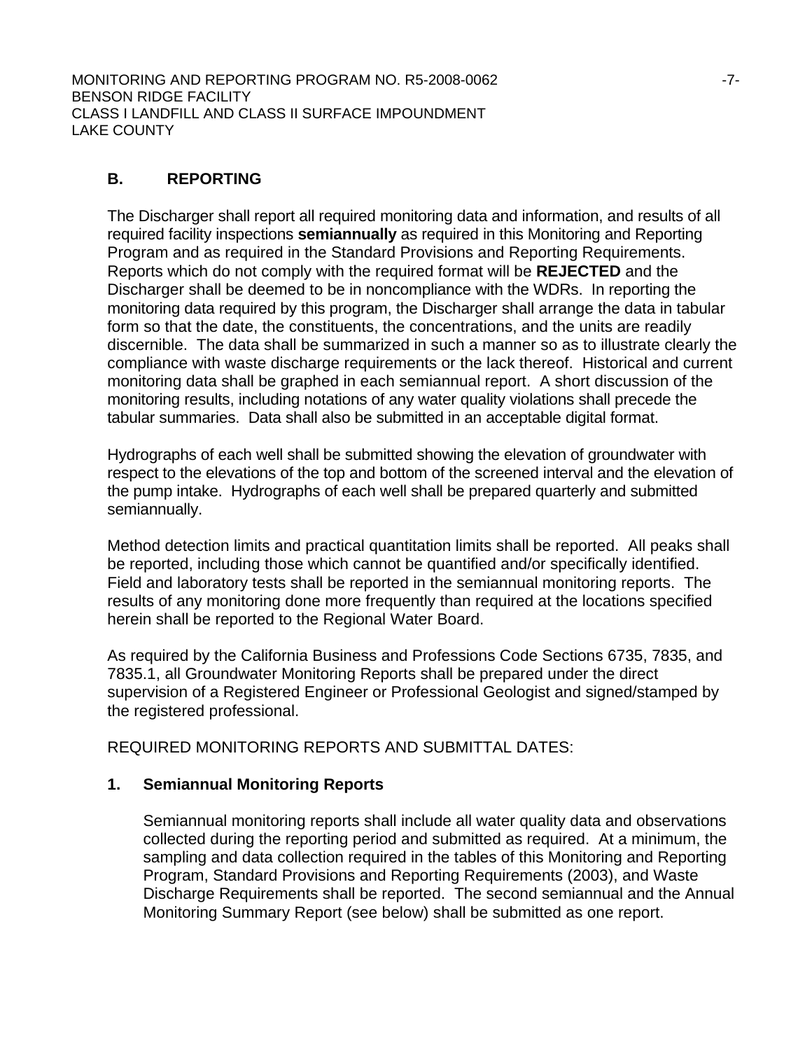## B. REPORTING

The Discharger shall report all required monitoring data and information, and results of all required facility inspections **semiannually** as required in this Monitoring and Reporting Program and as required in the Standard Provisions and Reporting Requirements. Reports which do not comply with the required format will be **REJECTED** and the Discharger shall be deemed to be in noncompliance with the WDRs. In reporting the monitoring data required by this program, the Discharger shall arrange the data in tabular form so that the date, the constituents, the concentrations, and the units are readily discernible. The data shall be summarized in such a manner so as to illustrate clearly the compliance with waste discharge requirements or the lack thereof. Historical and current monitoring data shall be graphed in each semiannual report. A short discussion of the monitoring results, including notations of any water quality violations shall precede the tabular summaries. Data shall also be submitted in an acceptable digital format.

Hydrographs of each well shall be submitted showing the elevation of groundwater with respect to the elevations of the top and bottom of the screened interval and the elevation of the pump intake. Hydrographs of each well shall be prepared quarterly and submitted semiannually.

Method detection limits and practical quantitation limits shall be reported. All peaks shall be reported, including those which cannot be quantified and/or specifically identified. Field and laboratory tests shall be reported in the semiannual monitoring reports. The results of any monitoring done more frequently than required at the locations specified herein shall be reported to the Regional Water Board.

As required by the California Business and Professions Code Sections 6735, 7835, and 7835.1, all Groundwater Monitoring Reports shall be prepared under the direct supervision of a Registered Engineer or Professional Geologist and signed/stamped by the registered professional.

REQUIRED MONITORING REPORTS AND SUBMITTAL DATES:

### 1. Semiannual Monitoring Reports

Semiannual monitoring reports shall include all water quality data and observations collected during the reporting period and submitted as required. At a minimum, the sampling and data collection required in the tables of this Monitoring and Reporting Program, Standard Provisions and Reporting Requirements (2003), and Waste Discharge Requirements shall be reported. The second semiannual and the Annual Monitoring Summary Report (see below) shall be submitted as one report.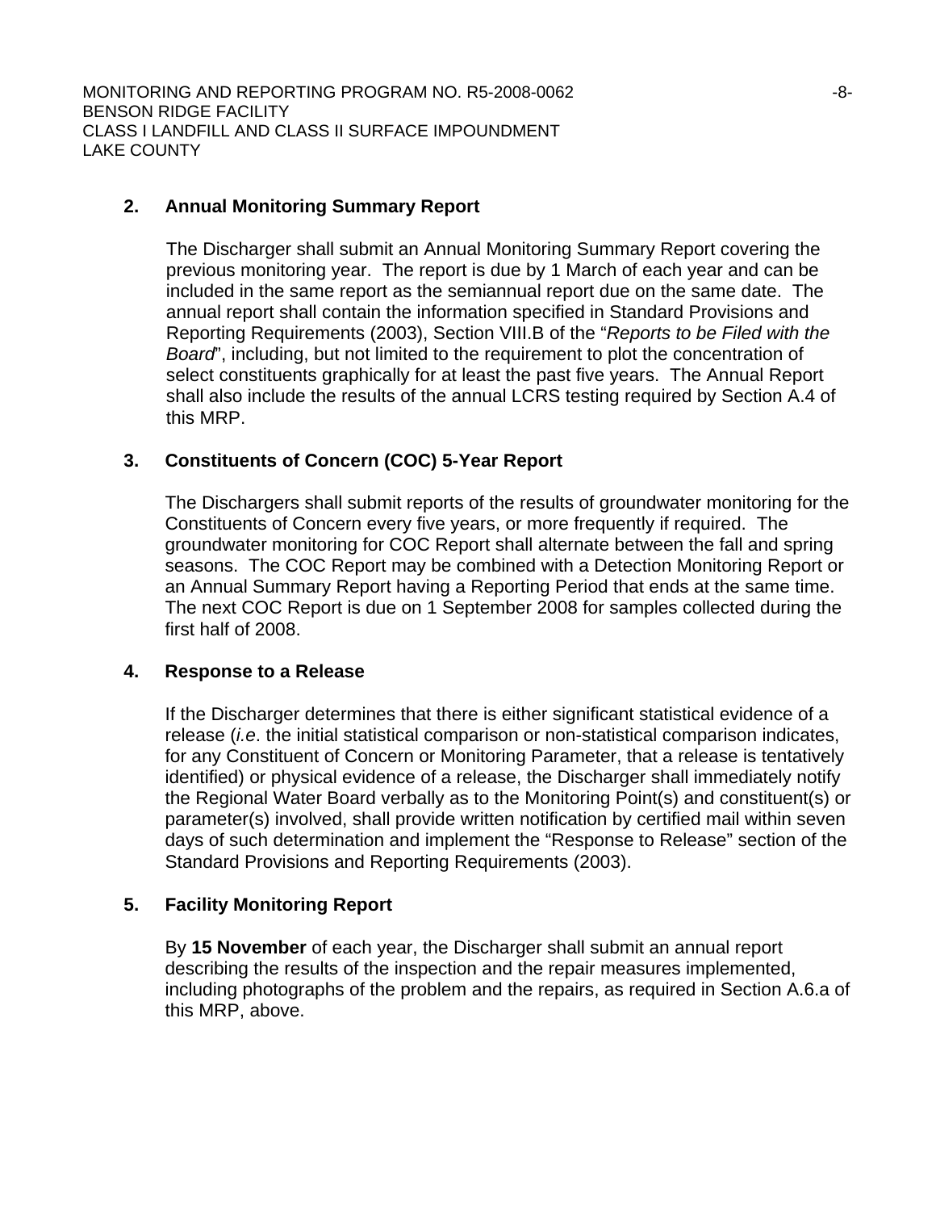### 2. Annual Monitoring Summary Report

The Discharger shall submit an Annual Monitoring Summary Report covering the previous monitoring year. The report is due by 1 March of each year and can be included in the same report as the semiannual report due on the same date. The annual report shall contain the information specified in Standard Provisions and Reporting Requirements (2003), Section VIII.B of the "*Reports to be Filed with the Board*", including, but not limited to the requirement to plot the concentration of select constituents graphically for at least the past five years. The Annual Report shall also include the results of the annual LCRS testing required by Section A.4 of this MRP.

### 3. Constituents of Concern (COC) 5-Year Report

The Dischargers shall submit reports of the results of groundwater monitoring for the Constituents of Concern every five years, or more frequently if required. The groundwater monitoring for COC Report shall alternate between the fall and spring seasons. The COC Report may be combined with a Detection Monitoring Report or an Annual Summary Report having a Reporting Period that ends at the same time. The next COC Report is due on 1 September 2008 for samples collected during the first half of 2008.

### 4. Response to a Release

If the Discharger determines that there is either significant statistical evidence of a release (*i.e*. the initial statistical comparison or non-statistical comparison indicates, for any Constituent of Concern or Monitoring Parameter, that a release is tentatively identified) or physical evidence of a release, the Discharger shall immediately notify the Regional Water Board verbally as to the Monitoring Point(s) and constituent(s) or parameter(s) involved, shall provide written notification by certified mail within seven days of such determination and implement the "Response to Release" section of the Standard Provisions and Reporting Requirements (2003).

### 5. Facility Monitoring Report

By **15 November** of each year, the Discharger shall submit an annual report describing the results of the inspection and the repair measures implemented, including photographs of the problem and the repairs, as required in Section A.6.a of this MRP, above.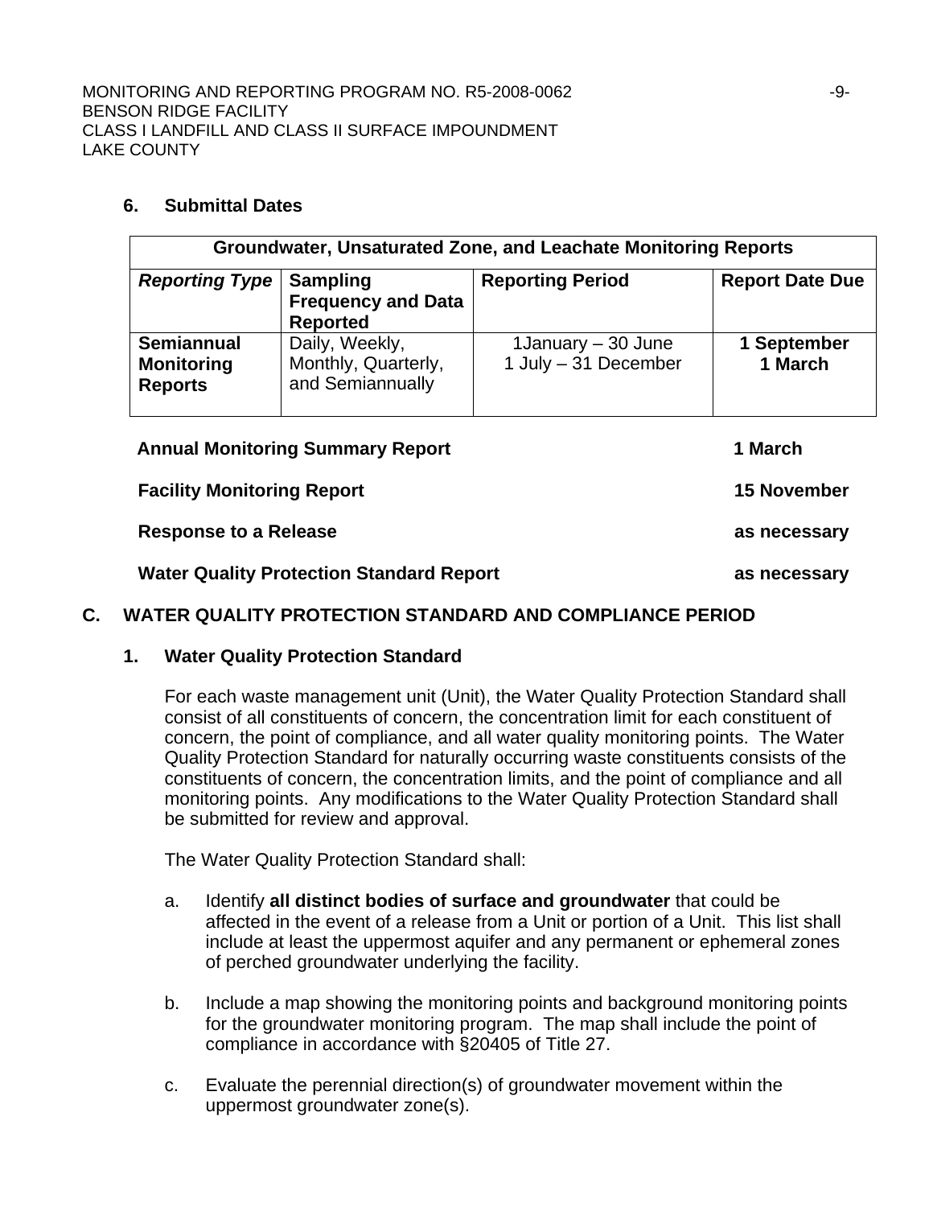### 6. Submittal Dates

| Groundwater, Unsaturated Zone, and Leachate Monitoring Reports | | | |
|---|---|---|---|
| ***Reporting Type*** | **Sampling Frequency and Data Reported** | **Reporting Period** | **Report Date Due** |
| **Semiannual Monitoring Reports** | Daily, Weekly, Monthly, Quarterly, and Semiannually | 1January – 30 June<br>1 July – 31 December | **1 September**<br>**1 March** |

| | |
|---|---|
| **Annual Monitoring Summary Report** | **1 March** |
| **Facility Monitoring Report** | **15 November** |
| **Response to a Release** | **as necessary** |
| **Water Quality Protection Standard Report** | **as necessary** |

## C. WATER QUALITY PROTECTION STANDARD AND COMPLIANCE PERIOD

### 1. Water Quality Protection Standard

For each waste management unit (Unit), the Water Quality Protection Standard shall consist of all constituents of concern, the concentration limit for each constituent of concern, the point of compliance, and all water quality monitoring points. The Water Quality Protection Standard for naturally occurring waste constituents consists of the constituents of concern, the concentration limits, and the point of compliance and all monitoring points. Any modifications to the Water Quality Protection Standard shall be submitted for review and approval.

The Water Quality Protection Standard shall:

a. Identify **all distinct bodies of surface and groundwater** that could be affected in the event of a release from a Unit or portion of a Unit. This list shall include at least the uppermost aquifer and any permanent or ephemeral zones of perched groundwater underlying the facility.

b. Include a map showing the monitoring points and background monitoring points for the groundwater monitoring program. The map shall include the point of compliance in accordance with §20405 of Title 27.

c. Evaluate the perennial direction(s) of groundwater movement within the uppermost groundwater zone(s).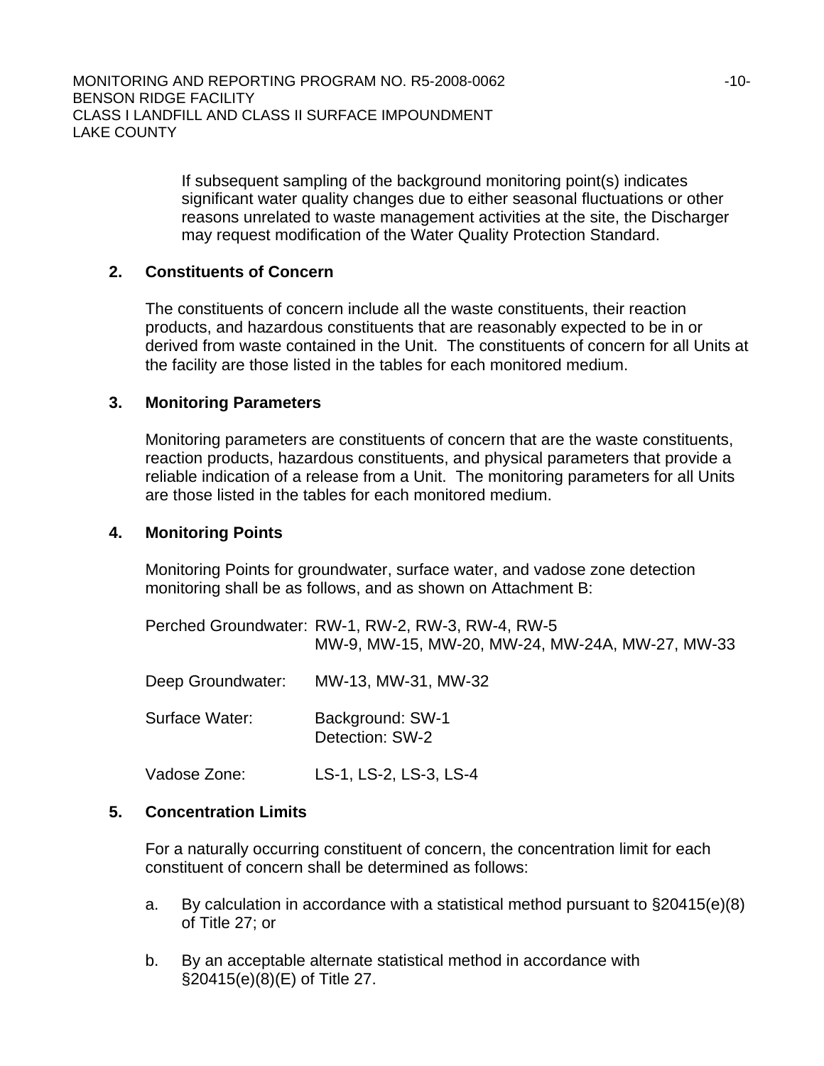If subsequent sampling of the background monitoring point(s) indicates significant water quality changes due to either seasonal fluctuations or other reasons unrelated to waste management activities at the site, the Discharger may request modification of the Water Quality Protection Standard.

**2. Constituents of Concern**

The constituents of concern include all the waste constituents, their reaction products, and hazardous constituents that are reasonably expected to be in or derived from waste contained in the Unit. The constituents of concern for all Units at the facility are those listed in the tables for each monitored medium.

**3. Monitoring Parameters**

Monitoring parameters are constituents of concern that are the waste constituents, reaction products, hazardous constituents, and physical parameters that provide a reliable indication of a release from a Unit. The monitoring parameters for all Units are those listed in the tables for each monitored medium.

**4. Monitoring Points**

Monitoring Points for groundwater, surface water, and vadose zone detection monitoring shall be as follows, and as shown on Attachment B:

| | |
|---|---|
| Perched Groundwater: | RW-1, RW-2, RW-3, RW-4, RW-5<br>MW-9, MW-15, MW-20, MW-24, MW-24A, MW-27, MW-33 |
| Deep Groundwater: | MW-13, MW-31, MW-32 |
| Surface Water: | Background: SW-1<br>Detection: SW-2 |
| Vadose Zone: | LS-1, LS-2, LS-3, LS-4 |

**5. Concentration Limits**

For a naturally occurring constituent of concern, the concentration limit for each constituent of concern shall be determined as follows:

a. By calculation in accordance with a statistical method pursuant to §20415(e)(8) of Title 27; or

b. By an acceptable alternate statistical method in accordance with §20415(e)(8)(E) of Title 27.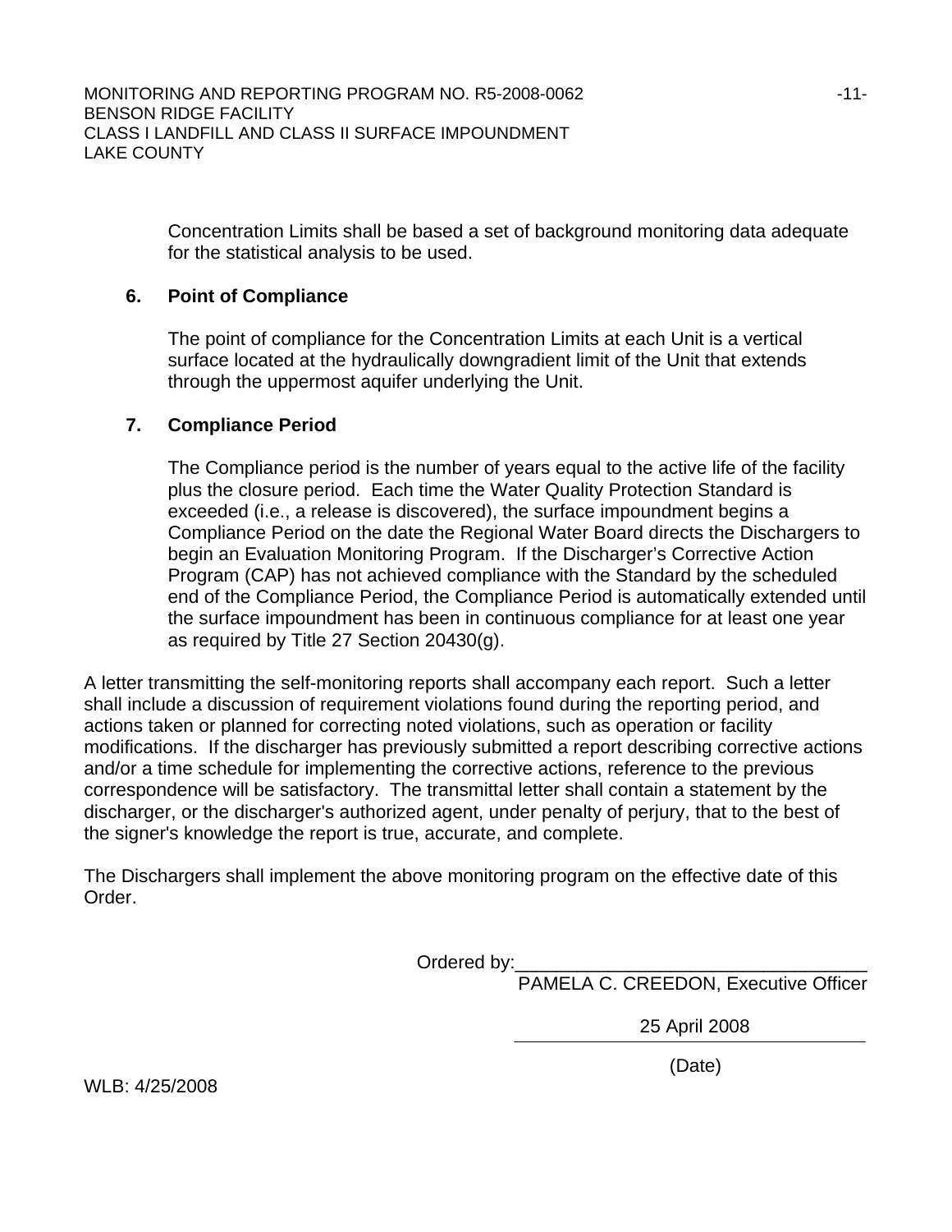Concentration Limits shall be based a set of background monitoring data adequate for the statistical analysis to be used.

### 6. Point of Compliance

The point of compliance for the Concentration Limits at each Unit is a vertical surface located at the hydraulically downgradient limit of the Unit that extends through the uppermost aquifer underlying the Unit.

### 7. Compliance Period

The Compliance period is the number of years equal to the active life of the facility plus the closure period. Each time the Water Quality Protection Standard is exceeded (i.e., a release is discovered), the surface impoundment begins a Compliance Period on the date the Regional Water Board directs the Dischargers to begin an Evaluation Monitoring Program. If the Discharger's Corrective Action Program (CAP) has not achieved compliance with the Standard by the scheduled end of the Compliance Period, the Compliance Period is automatically extended until the surface impoundment has been in continuous compliance for at least one year as required by Title 27 Section 20430(g).

A letter transmitting the self-monitoring reports shall accompany each report. Such a letter shall include a discussion of requirement violations found during the reporting period, and actions taken or planned for correcting noted violations, such as operation or facility modifications. If the discharger has previously submitted a report describing corrective actions and/or a time schedule for implementing the corrective actions, reference to the previous correspondence will be satisfactory. The transmittal letter shall contain a statement by the discharger, or the discharger's authorized agent, under penalty of perjury, that to the best of the signer's knowledge the report is true, accurate, and complete.

The Dischargers shall implement the above monitoring program on the effective date of this Order.

Ordered by:\_\_\_\_\_\_\_\_\_\_\_\_\_\_\_\_\_\_\_\_\_\_\_\_\_\_\_\_\_\_\_\_\_\_\_

PAMELA C. CREEDON, Executive Officer

25 April 2008

(Date)

WLB: 4/25/2008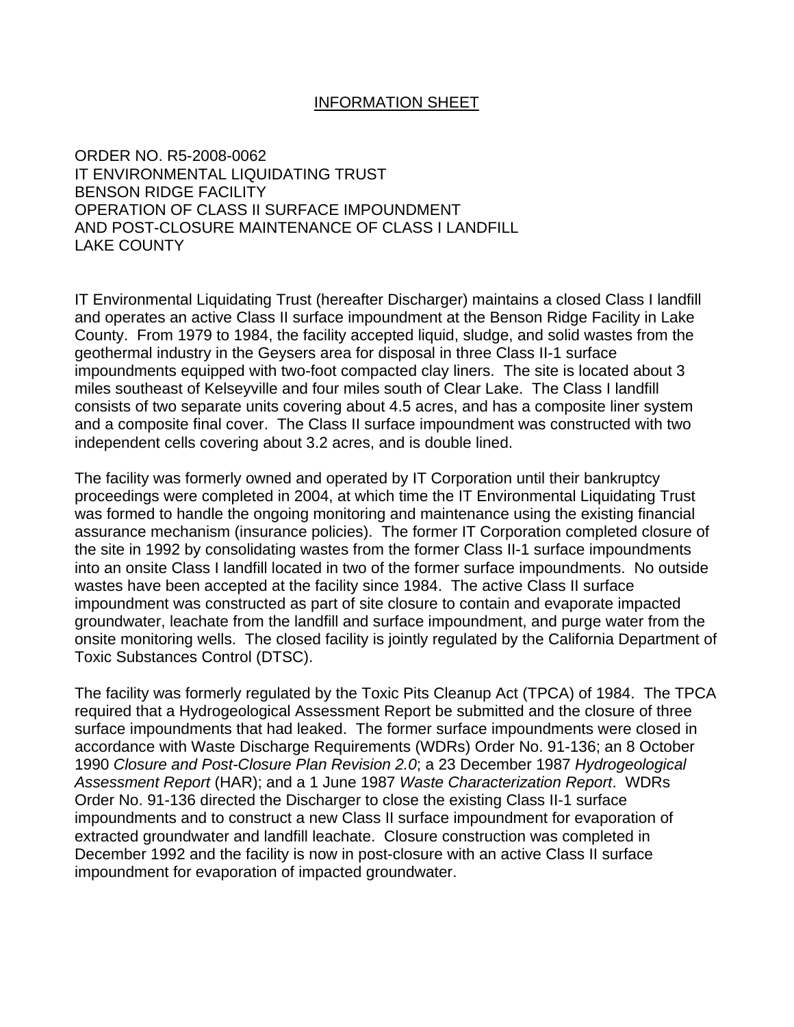# INFORMATION SHEET

ORDER NO. R5-2008-0062
IT ENVIRONMENTAL LIQUIDATING TRUST
BENSON RIDGE FACILITY
OPERATION OF CLASS II SURFACE IMPOUNDMENT
AND POST-CLOSURE MAINTENANCE OF CLASS I LANDFILL
LAKE COUNTY

IT Environmental Liquidating Trust (hereafter Discharger) maintains a closed Class I landfill and operates an active Class II surface impoundment at the Benson Ridge Facility in Lake County. From 1979 to 1984, the facility accepted liquid, sludge, and solid wastes from the geothermal industry in the Geysers area for disposal in three Class II-1 surface impoundments equipped with two-foot compacted clay liners. The site is located about 3 miles southeast of Kelseyville and four miles south of Clear Lake. The Class I landfill consists of two separate units covering about 4.5 acres, and has a composite liner system and a composite final cover. The Class II surface impoundment was constructed with two independent cells covering about 3.2 acres, and is double lined.

The facility was formerly owned and operated by IT Corporation until their bankruptcy proceedings were completed in 2004, at which time the IT Environmental Liquidating Trust was formed to handle the ongoing monitoring and maintenance using the existing financial assurance mechanism (insurance policies). The former IT Corporation completed closure of the site in 1992 by consolidating wastes from the former Class II-1 surface impoundments into an onsite Class I landfill located in two of the former surface impoundments. No outside wastes have been accepted at the facility since 1984. The active Class II surface impoundment was constructed as part of site closure to contain and evaporate impacted groundwater, leachate from the landfill and surface impoundment, and purge water from the onsite monitoring wells. The closed facility is jointly regulated by the California Department of Toxic Substances Control (DTSC).

The facility was formerly regulated by the Toxic Pits Cleanup Act (TPCA) of 1984. The TPCA required that a Hydrogeological Assessment Report be submitted and the closure of three surface impoundments that had leaked. The former surface impoundments were closed in accordance with Waste Discharge Requirements (WDRs) Order No. 91-136; an 8 October 1990 *Closure and Post-Closure Plan Revision 2.0*; a 23 December 1987 *Hydrogeological Assessment Report* (HAR); and a 1 June 1987 *Waste Characterization Report*. WDRs Order No. 91-136 directed the Discharger to close the existing Class II-1 surface impoundments and to construct a new Class II surface impoundment for evaporation of extracted groundwater and landfill leachate. Closure construction was completed in December 1992 and the facility is now in post-closure with an active Class II surface impoundment for evaporation of impacted groundwater.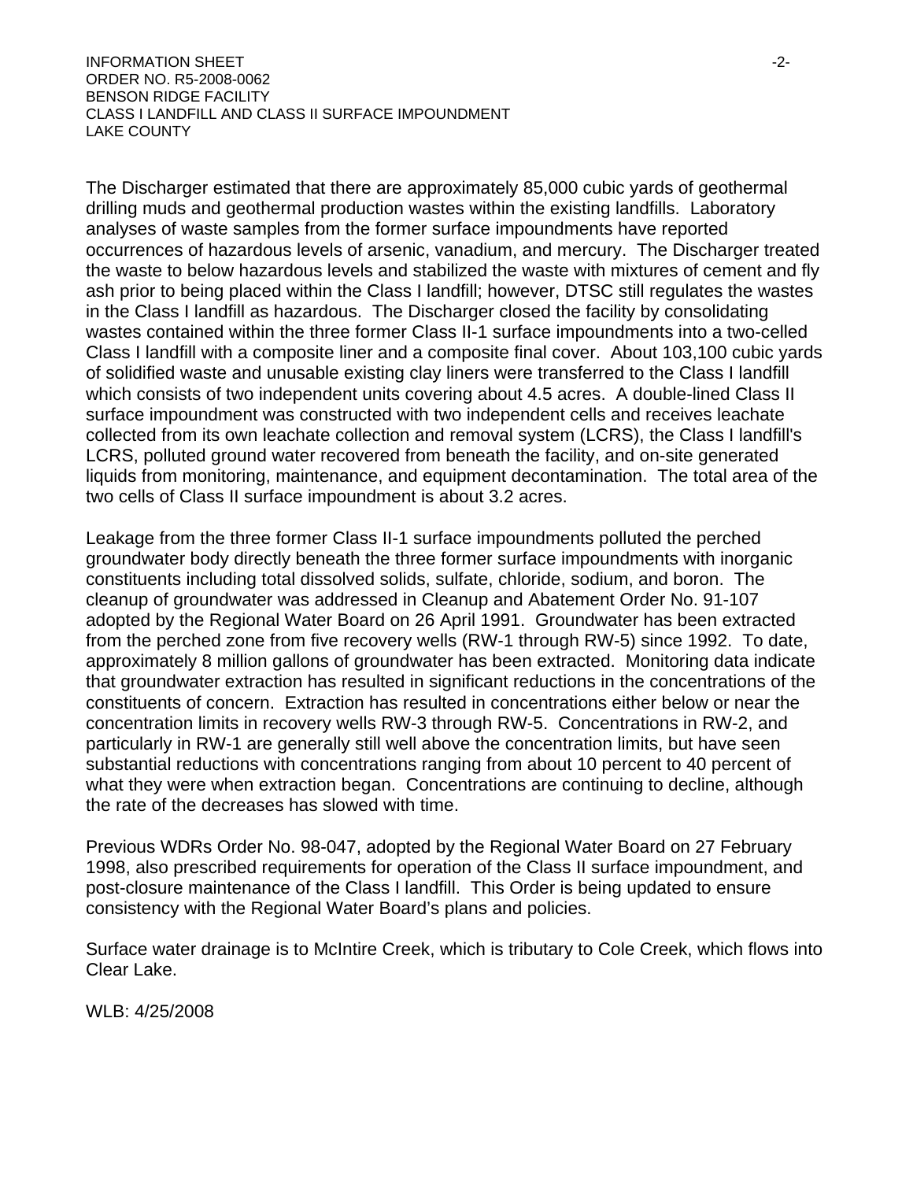The Discharger estimated that there are approximately 85,000 cubic yards of geothermal drilling muds and geothermal production wastes within the existing landfills. Laboratory analyses of waste samples from the former surface impoundments have reported occurrences of hazardous levels of arsenic, vanadium, and mercury. The Discharger treated the waste to below hazardous levels and stabilized the waste with mixtures of cement and fly ash prior to being placed within the Class I landfill; however, DTSC still regulates the wastes in the Class I landfill as hazardous. The Discharger closed the facility by consolidating wastes contained within the three former Class II-1 surface impoundments into a two-celled Class I landfill with a composite liner and a composite final cover. About 103,100 cubic yards of solidified waste and unusable existing clay liners were transferred to the Class I landfill which consists of two independent units covering about 4.5 acres. A double-lined Class II surface impoundment was constructed with two independent cells and receives leachate collected from its own leachate collection and removal system (LCRS), the Class I landfill's LCRS, polluted ground water recovered from beneath the facility, and on-site generated liquids from monitoring, maintenance, and equipment decontamination. The total area of the two cells of Class II surface impoundment is about 3.2 acres.

Leakage from the three former Class II-1 surface impoundments polluted the perched groundwater body directly beneath the three former surface impoundments with inorganic constituents including total dissolved solids, sulfate, chloride, sodium, and boron. The cleanup of groundwater was addressed in Cleanup and Abatement Order No. 91-107 adopted by the Regional Water Board on 26 April 1991. Groundwater has been extracted from the perched zone from five recovery wells (RW-1 through RW-5) since 1992. To date, approximately 8 million gallons of groundwater has been extracted. Monitoring data indicate that groundwater extraction has resulted in significant reductions in the concentrations of the constituents of concern. Extraction has resulted in concentrations either below or near the concentration limits in recovery wells RW-3 through RW-5. Concentrations in RW-2, and particularly in RW-1 are generally still well above the concentration limits, but have seen substantial reductions with concentrations ranging from about 10 percent to 40 percent of what they were when extraction began. Concentrations are continuing to decline, although the rate of the decreases has slowed with time.

Previous WDRs Order No. 98-047, adopted by the Regional Water Board on 27 February 1998, also prescribed requirements for operation of the Class II surface impoundment, and post-closure maintenance of the Class I landfill. This Order is being updated to ensure consistency with the Regional Water Board's plans and policies.

Surface water drainage is to McIntire Creek, which is tributary to Cole Creek, which flows into Clear Lake.

WLB: 4/25/2008